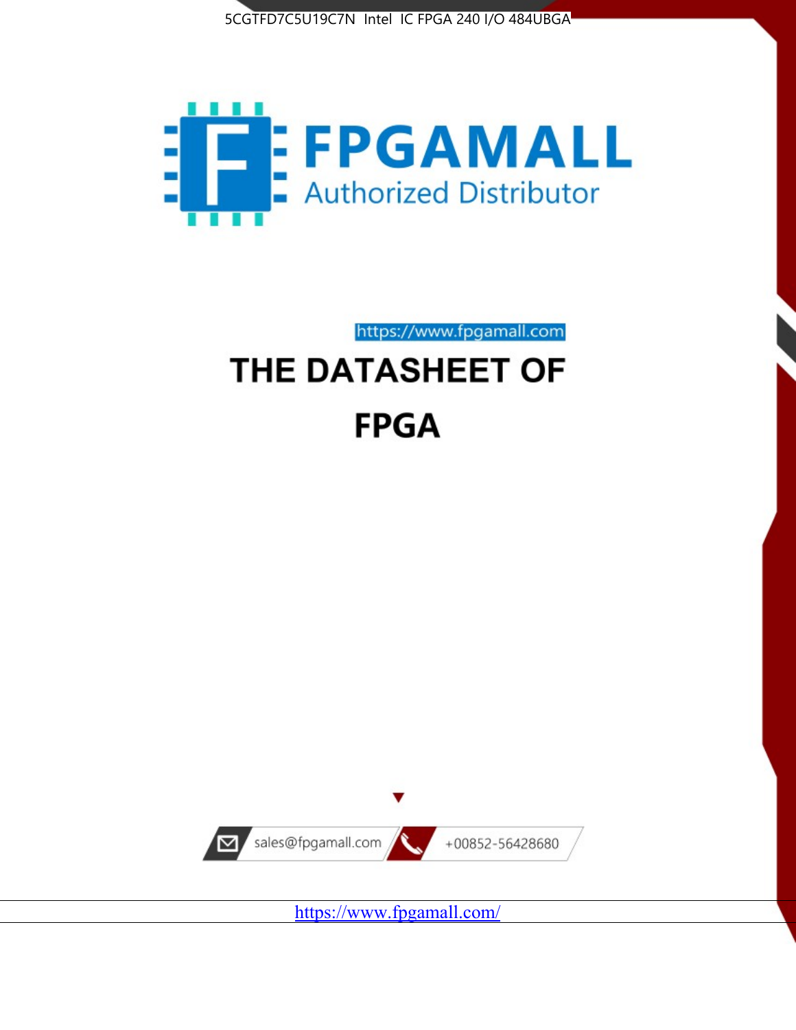5CGTFD7C5U19C7N Intel IC FPGA 240 I/O 484UBGA

FPGAMALL

Authorized Distributor

https://www.fpgamall.com

# THE DATASHEET OF

# FPGA

sales@fpgamall.com

+00852-56428680

https://www.fpgamall.com/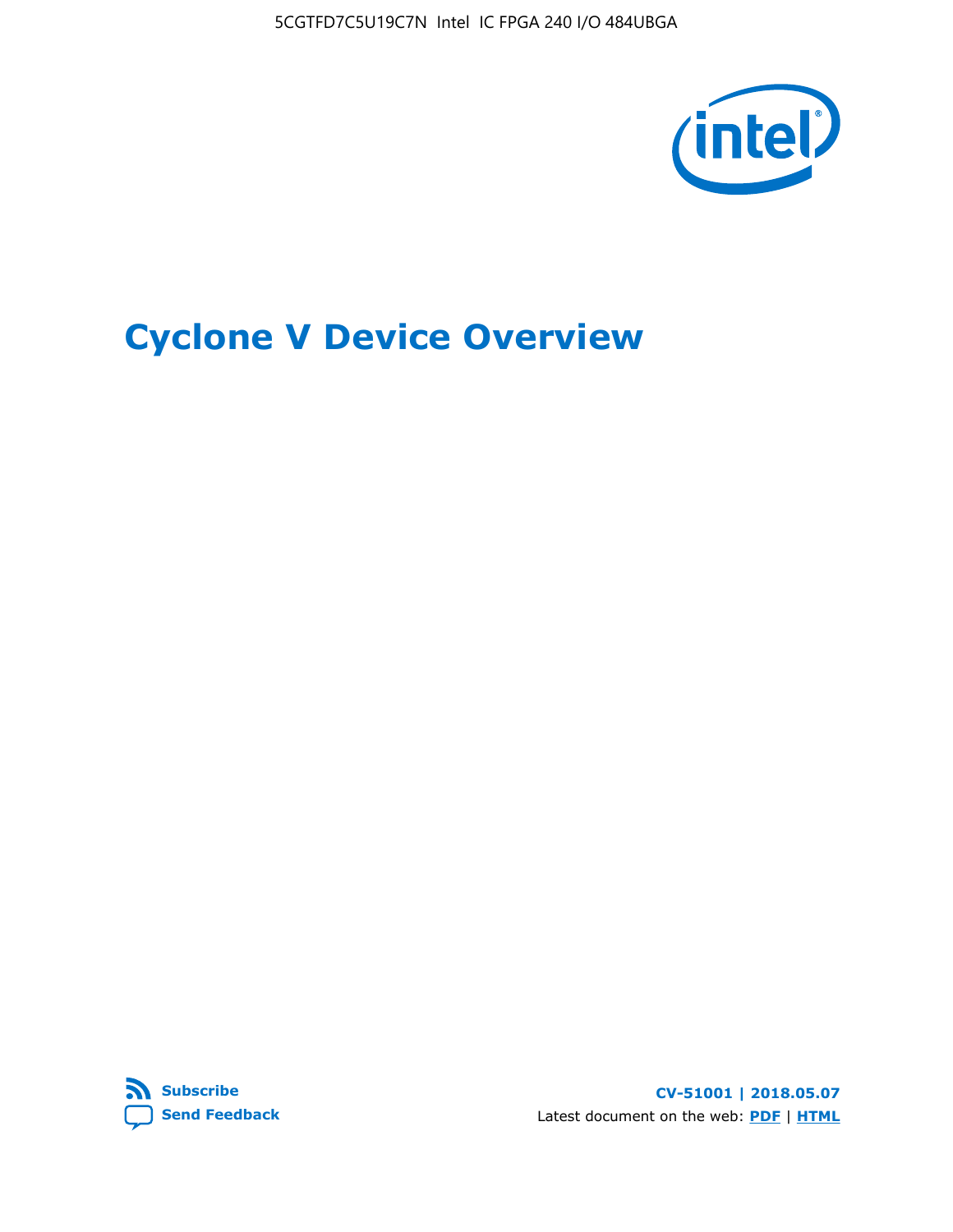# Cyclone V Device Overview

Subscribe

Send Feedback

CV-51001 | 2018.05.07

Latest document on the web: PDF | HTML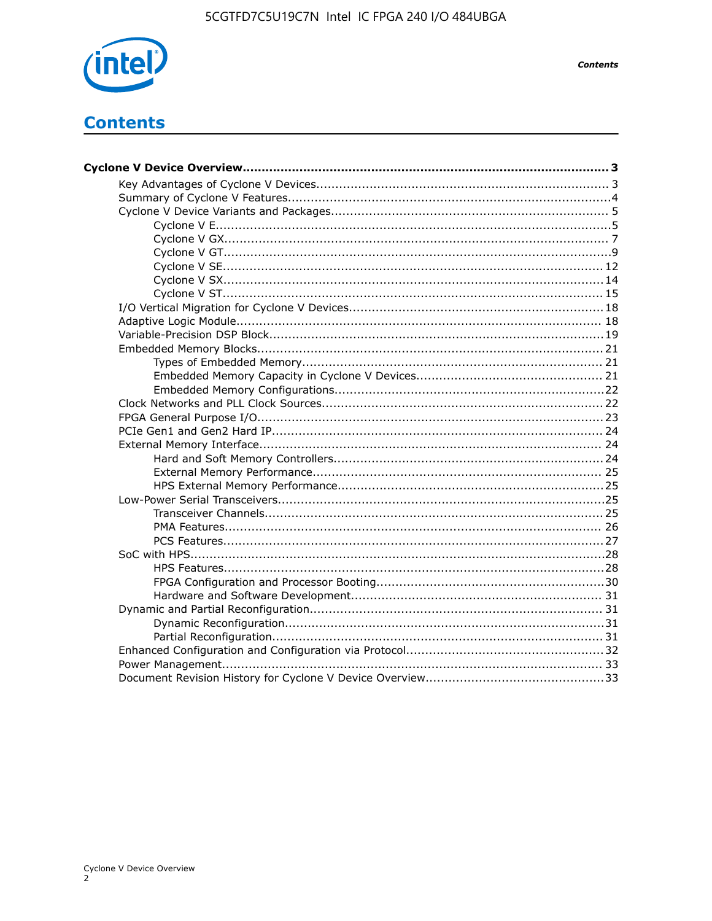# Contents

**Cyclone V Device Overview................................................................................................3**

- Key Advantages of Cyclone V Devices........................................................................... 3
- Summary of Cyclone V Features....................................................................................4
- Cyclone V Device Variants and Packages........................................................................ 5
    - Cyclone V E......................................................................................................5
    - Cyclone V GX.................................................................................................... 7
    - Cyclone V GT.....................................................................................................9
    - Cyclone V SE................................................................................................... 12
    - Cyclone V SX................................................................................................... 14
    - Cyclone V ST................................................................................................... 15
- I/O Vertical Migration for Cyclone V Devices..................................................................18
- Adaptive Logic Module................................................................................................ 18
- Variable-Precision DSP Block.......................................................................................19
- Embedded Memory Blocks.......................................................................................... 21
    - Types of Embedded Memory.............................................................................. 21
    - Embedded Memory Capacity in Cyclone V Devices................................................ 21
    - Embedded Memory Configurations......................................................................22
- Clock Networks and PLL Clock Sources......................................................................... 22
- FPGA General Purpose I/O.......................................................................................... 23
- PCIe Gen1 and Gen2 Hard IP...................................................................................... 24
- External Memory Interface......................................................................................... 24
    - Hard and Soft Memory Controllers......................................................................24
    - External Memory Performance........................................................................... 25
    - HPS External Memory Performance.....................................................................25
- Low-Power Serial Transceivers.....................................................................................25
    - Transceiver Channels........................................................................................ 25
    - PMA Features.................................................................................................. 26
    - PCS Features...................................................................................................27
- SoC with HPS............................................................................................................28
    - HPS Features...................................................................................................28
    - FPGA Configuration and Processor Booting...........................................................30
    - Hardware and Software Development................................................................. 31
- Dynamic and Partial Reconfiguration............................................................................ 31
    - Dynamic Reconfiguration...................................................................................31
    - Partial Reconfiguration......................................................................................31
- Enhanced Configuration and Configuration via Protocol...................................................32
- Power Management................................................................................................... 33
- Document Revision History for Cyclone V Device Overview...............................................33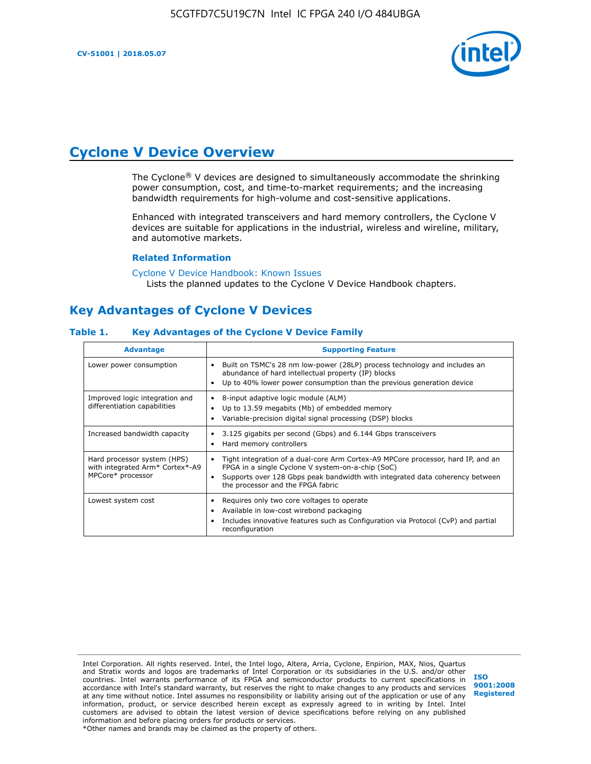# Cyclone V Device Overview

The Cyclone® V devices are designed to simultaneously accommodate the shrinking power consumption, cost, and time-to-market requirements; and the increasing bandwidth requirements for high-volume and cost-sensitive applications.

Enhanced with integrated transceivers and hard memory controllers, the Cyclone V devices are suitable for applications in the industrial, wireless and wireline, military, and automotive markets.

### Related Information

Cyclone V Device Handbook: Known Issues
Lists the planned updates to the Cyclone V Device Handbook chapters.

## Key Advantages of Cyclone V Devices

### Table 1. Key Advantages of the Cyclone V Device Family

| Advantage | Supporting Feature |
|---|---|
| Lower power consumption | • Built on TSMC's 28 nm low-power (28LP) process technology and includes an abundance of hard intellectual property (IP) blocks<br>• Up to 40% lower power consumption than the previous generation device |
| Improved logic integration and differentiation capabilities | • 8-input adaptive logic module (ALM)<br>• Up to 13.59 megabits (Mb) of embedded memory<br>• Variable-precision digital signal processing (DSP) blocks |
| Increased bandwidth capacity | • 3.125 gigabits per second (Gbps) and 6.144 Gbps transceivers<br>• Hard memory controllers |
| Hard processor system (HPS) with integrated Arm* Cortex*-A9 MPCore* processor | • Tight integration of a dual-core Arm Cortex-A9 MPCore processor, hard IP, and an FPGA in a single Cyclone V system-on-a-chip (SoC)<br>• Supports over 128 Gbps peak bandwidth with integrated data coherency between the processor and the FPGA fabric |
| Lowest system cost | • Requires only two core voltages to operate<br>• Available in low-cost wirebond packaging<br>• Includes innovative features such as Configuration via Protocol (CvP) and partial reconfiguration |

Intel Corporation. All rights reserved. Intel, the Intel logo, Altera, Arria, Cyclone, Enpirion, MAX, Nios, Quartus and Stratix words and logos are trademarks of Intel Corporation or its subsidiaries in the U.S. and/or other countries. Intel warrants performance of its FPGA and semiconductor products to current specifications in accordance with Intel's standard warranty, but reserves the right to make changes to any products and services at any time without notice. Intel assumes no responsibility or liability arising out of the application or use of any information, product, or service described herein except as expressly agreed to in writing by Intel. Intel customers are advised to obtain the latest version of device specifications before relying on any published information and before placing orders for products or services.
*Other names and brands may be claimed as the property of others.

ISO 9001:2008 Registered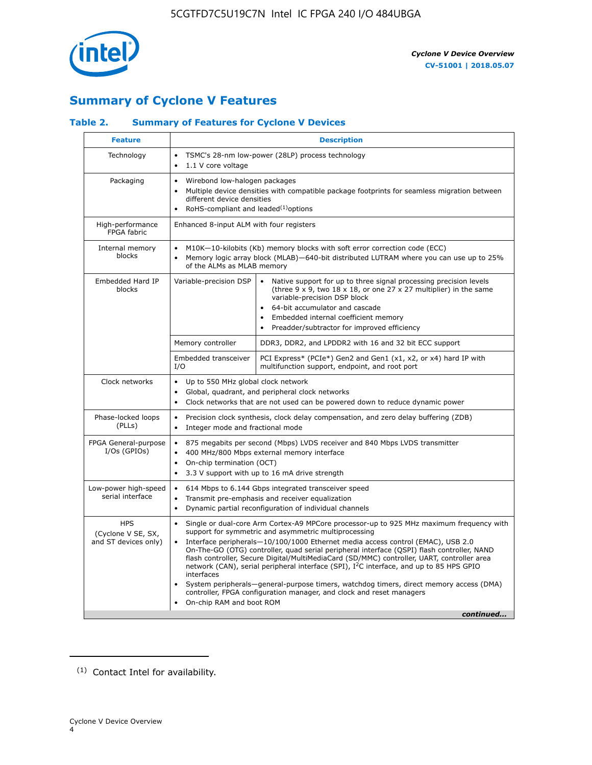## Summary of Cyclone V Features

### Table 2. Summary of Features for Cyclone V Devices

| Feature | Description | |
|---|---|---|
| Technology | • TSMC's 28-nm low-power (28LP) process technology<br>• 1.1 V core voltage | |
| Packaging | • Wirebond low-halogen packages<br>• Multiple device densities with compatible package footprints for seamless migration between different device densities<br>• RoHS-compliant and leaded[(1)] options | |
| High-performance FPGA fabric | Enhanced 8-input ALM with four registers | |
| Internal memory blocks | • M10K—10-kilobits (Kb) memory blocks with soft error correction code (ECC)<br>• Memory logic array block (MLAB)—640-bit distributed LUTRAM where you can use up to 25% of the ALMs as MLAB memory | |
| Embedded Hard IP blocks | Variable-precision DSP | • Native support for up to three signal processing precision levels (three 9 x 9, two 18 x 18, or one 27 x 27 multiplier) in the same variable-precision DSP block<br>• 64-bit accumulator and cascade<br>• Embedded internal coefficient memory<br>• Preadder/subtractor for improved efficiency |
| | Memory controller | DDR3, DDR2, and LPDDR2 with 16 and 32 bit ECC support |
| | Embedded transceiver I/O | PCI Express* (PCIe*) Gen2 and Gen1 (x1, x2, or x4) hard IP with multifunction support, endpoint, and root port |
| Clock networks | • Up to 550 MHz global clock network<br>• Global, quadrant, and peripheral clock networks<br>• Clock networks that are not used can be powered down to reduce dynamic power | |
| Phase-locked loops (PLLs) | • Precision clock synthesis, clock delay compensation, and zero delay buffering (ZDB)<br>• Integer mode and fractional mode | |
| FPGA General-purpose I/Os (GPIOs) | • 875 megabits per second (Mbps) LVDS receiver and 840 Mbps LVDS transmitter<br>• 400 MHz/800 Mbps external memory interface<br>• On-chip termination (OCT)<br>• 3.3 V support with up to 16 mA drive strength | |
| Low-power high-speed serial interface | • 614 Mbps to 6.144 Gbps integrated transceiver speed<br>• Transmit pre-emphasis and receiver equalization<br>• Dynamic partial reconfiguration of individual channels | |
| HPS (Cyclone V SE, SX, and ST devices only) | • Single or dual-core Arm Cortex-A9 MPCore processor-up to 925 MHz maximum frequency with support for symmetric and asymmetric multiprocessing<br>• Interface peripherals—10/100/1000 Ethernet media access control (EMAC), USB 2.0 On-The-GO (OTG) controller, quad serial peripheral interface (QSPI) flash controller, NAND flash controller, Secure Digital/MultiMediaCard (SD/MMC) controller, UART, controller area network (CAN), serial peripheral interface (SPI), I$^2$C interface, and up to 85 HPS GPIO interfaces<br>• System peripherals—general-purpose timers, watchdog timers, direct memory access (DMA) controller, FPGA configuration manager, and clock and reset managers<br>• On-chip RAM and boot ROM | |

*continued...*

(1) Contact Intel for availability.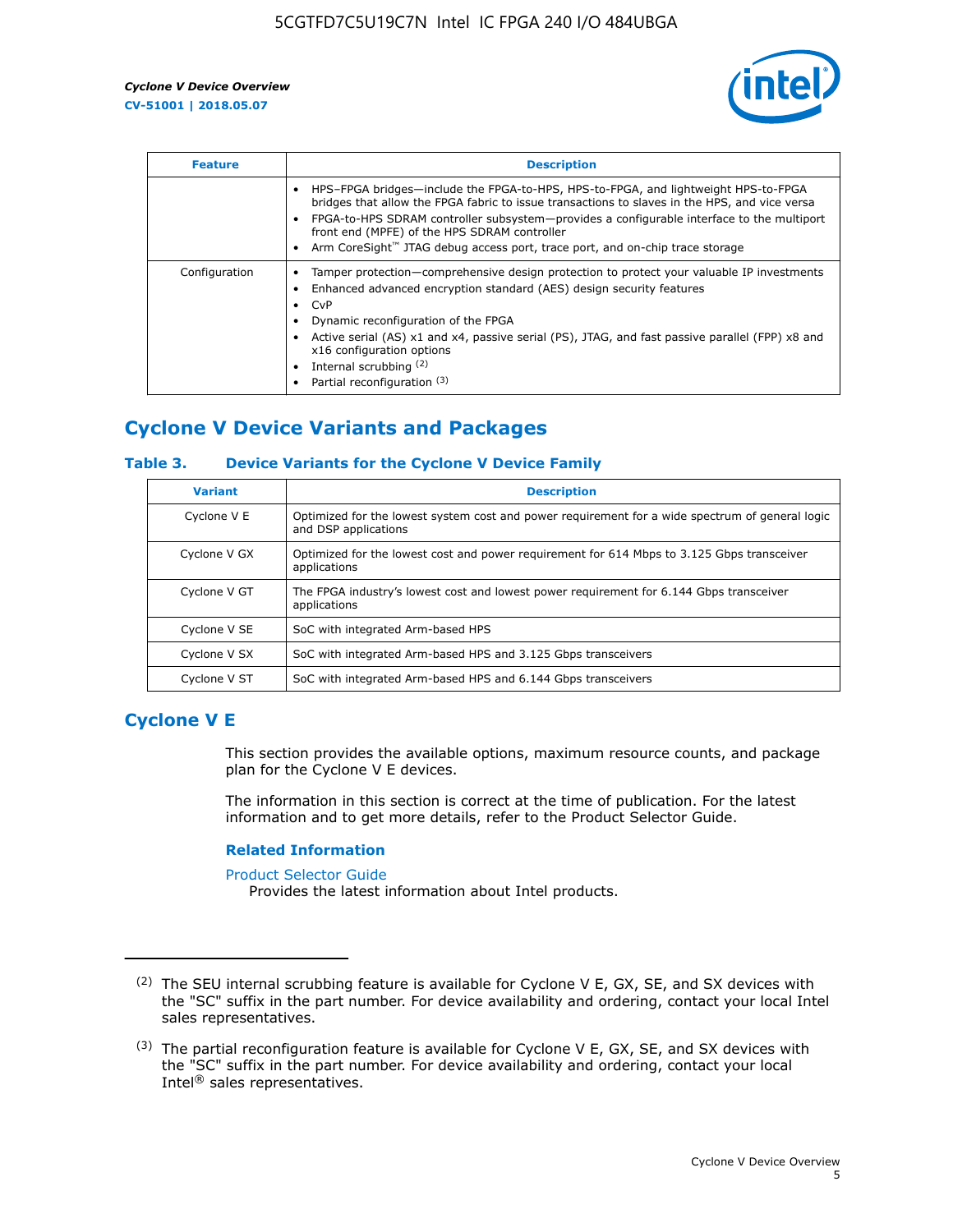| Feature | Description |
| --- | --- |
| | • HPS–FPGA bridges—include the FPGA-to-HPS, HPS-to-FPGA, and lightweight HPS-to-FPGA bridges that allow the FPGA fabric to issue transactions to slaves in the HPS, and vice versa<br>• FPGA-to-HPS SDRAM controller subsystem—provides a configurable interface to the multiport front end (MPFE) of the HPS SDRAM controller<br>• Arm CoreSight™ JTAG debug access port, trace port, and on-chip trace storage |
| Configuration | • Tamper protection—comprehensive design protection to protect your valuable IP investments<br>• Enhanced advanced encryption standard (AES) design security features<br>• CvP<br>• Dynamic reconfiguration of the FPGA<br>• Active serial (AS) x1 and x4, passive serial (PS), JTAG, and fast passive parallel (FPP) x8 and x16 configuration options<br>• Internal scrubbing [(2)]<br>• Partial reconfiguration [(3)] |

## Cyclone V Device Variants and Packages

### Table 3. Device Variants for the Cyclone V Device Family

| Variant | Description |
| --- | --- |
| Cyclone V E | Optimized for the lowest system cost and power requirement for a wide spectrum of general logic and DSP applications |
| Cyclone V GX | Optimized for the lowest cost and power requirement for 614 Mbps to 3.125 Gbps transceiver applications |
| Cyclone V GT | The FPGA industry's lowest cost and lowest power requirement for 6.144 Gbps transceiver applications |
| Cyclone V SE | SoC with integrated Arm-based HPS |
| Cyclone V SX | SoC with integrated Arm-based HPS and 3.125 Gbps transceivers |
| Cyclone V ST | SoC with integrated Arm-based HPS and 6.144 Gbps transceivers |

## Cyclone V E

This section provides the available options, maximum resource counts, and package plan for the Cyclone V E devices.

The information in this section is correct at the time of publication. For the latest information and to get more details, refer to the Product Selector Guide.

### Related Information

Product Selector Guide
Provides the latest information about Intel products.

---

(2) The SEU internal scrubbing feature is available for Cyclone V E, GX, SE, and SX devices with the "SC" suffix in the part number. For device availability and ordering, contact your local Intel sales representatives.

(3) The partial reconfiguration feature is available for Cyclone V E, GX, SE, and SX devices with the "SC" suffix in the part number. For device availability and ordering, contact your local Intel® sales representatives.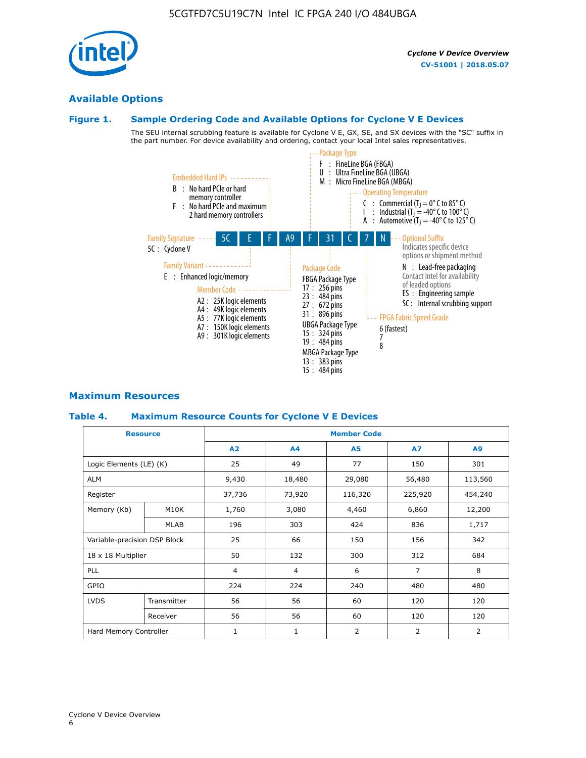## Available Options

### Figure 1. Sample Ordering Code and Available Options for Cyclone V E Devices

The SEU internal scrubbing feature is available for Cyclone V E, GX, SE, and SX devices with the "SC" suffix in the part number. For device availability and ordering, contact your local Intel sales representatives.

5C E F A9 F 31 C 7 N

Family Signature
5C : Cyclone V

Family Variant
E : Enhanced logic/memory

Embedded Hard IPs
B : No hard PCIe or hard memory controller
F : No hard PCIe and maximum 2 hard memory controllers

Member Code
A2 : 25K logic elements
A4 : 49K logic elements
A5 : 77K logic elements
A7 : 150K logic elements
A9 : 301K logic elements

Package Type
F : FineLine BGA (FBGA)
U : Ultra FineLine BGA (UBGA)
M : Micro FineLine BGA (MBGA)

Package Code
FBGA Package Type
17 : 256 pins
23 : 484 pins
27 : 672 pins
31 : 896 pins
UBGA Package Type
15 : 324 pins
19 : 484 pins
MBGA Package Type
13 : 383 pins
15 : 484 pins

Operating Temperature
C : Commercial ($T_J$ = 0° C to 85° C)
I : Industrial ($T_J$ = -40° C to 100° C)
A : Automotive ($T_J$ = -40° C to 125° C)

FPGA Fabric Speed Grade
6 (fastest)
7
8

Optional Suffix
Indicates specific device options or shipment method
N : Lead-free packaging
Contact Intel for availability of leaded options
ES : Engineering sample
SC : Internal scrubbing support

## Maximum Resources

### Table 4. Maximum Resource Counts for Cyclone V E Devices

| Resource | | Member Code | | | | |
|---|---|---|---|---|---|---|
| | | A2 | A4 | A5 | A7 | A9 |
| Logic Elements (LE) (K) | | 25 | 49 | 77 | 150 | 301 |
| ALM | | 9,430 | 18,480 | 29,080 | 56,480 | 113,560 |
| Register | | 37,736 | 73,920 | 116,320 | 225,920 | 454,240 |
| Memory (Kb) | M10K | 1,760 | 3,080 | 4,460 | 6,860 | 12,200 |
| | MLAB | 196 | 303 | 424 | 836 | 1,717 |
| Variable-precision DSP Block | | 25 | 66 | 150 | 156 | 342 |
| 18 x 18 Multiplier | | 50 | 132 | 300 | 312 | 684 |
| PLL | | 4 | 4 | 6 | 7 | 8 |
| GPIO | | 224 | 224 | 240 | 480 | 480 |
| LVDS | Transmitter | 56 | 56 | 60 | 120 | 120 |
| | Receiver | 56 | 56 | 60 | 120 | 120 |
| Hard Memory Controller | | 1 | 1 | 2 | 2 | 2 |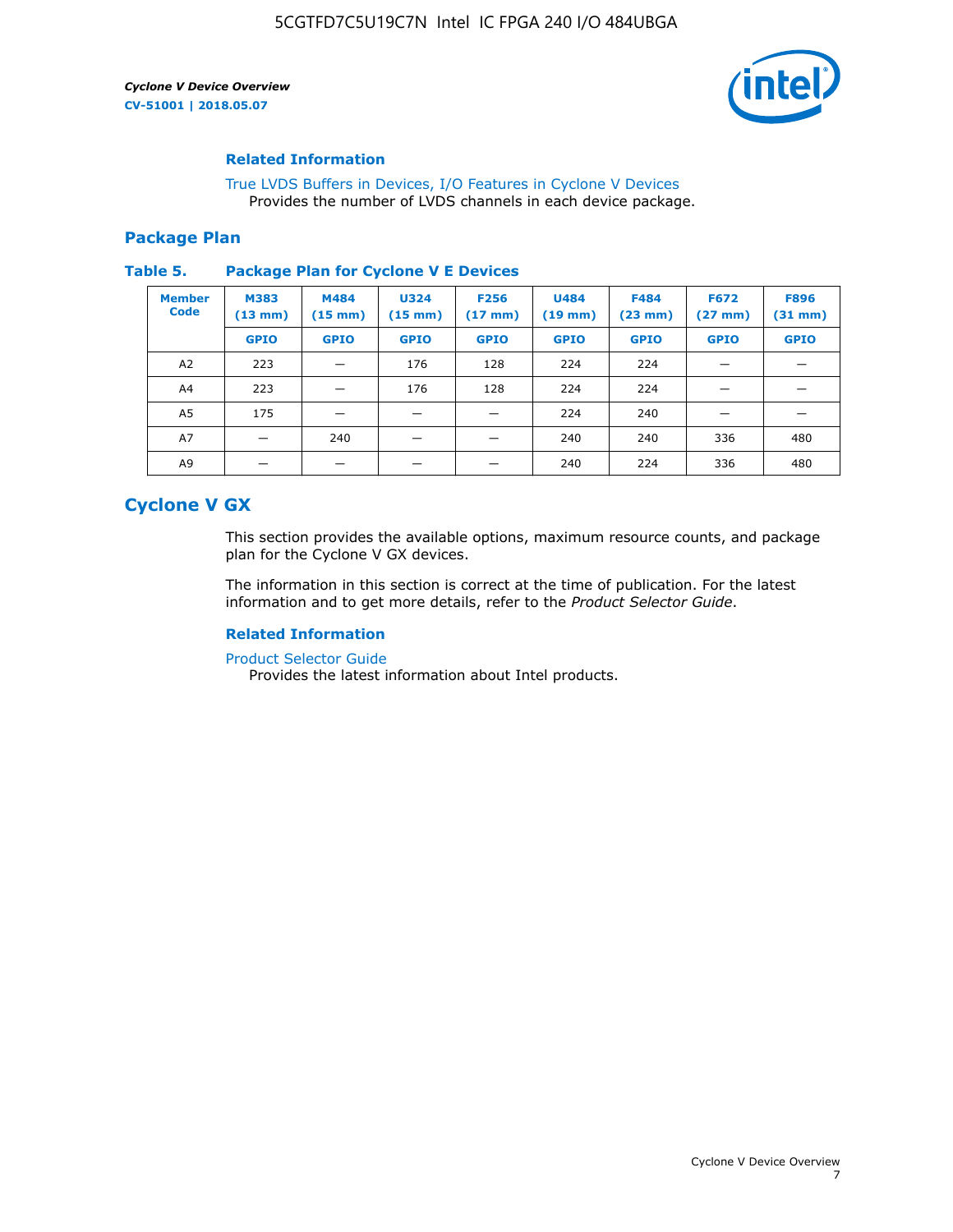### Related Information

True LVDS Buffers in Devices, I/O Features in Cyclone V Devices
Provides the number of LVDS channels in each device package.

## Package Plan

**Table 5. Package Plan for Cyclone V E Devices**

| Member Code | M383 (13 mm) | M484 (15 mm) | U324 (15 mm) | F256 (17 mm) | U484 (19 mm) | F484 (23 mm) | F672 (27 mm) | F896 (31 mm) |
|---|---|---|---|---|---|---|---|---|
| | GPIO | GPIO | GPIO | GPIO | GPIO | GPIO | GPIO | GPIO |
| A2 | 223 | — | 176 | 128 | 224 | 224 | — | — |
| A4 | 223 | — | 176 | 128 | 224 | 224 | — | — |
| A5 | 175 | — | — | — | 224 | 240 | — | — |
| A7 | — | 240 | — | — | 240 | 240 | 336 | 480 |
| A9 | — | — | — | — | 240 | 224 | 336 | 480 |

# Cyclone V GX

This section provides the available options, maximum resource counts, and package plan for the Cyclone V GX devices.

The information in this section is correct at the time of publication. For the latest information and to get more details, refer to the *Product Selector Guide*.

### Related Information

Product Selector Guide
Provides the latest information about Intel products.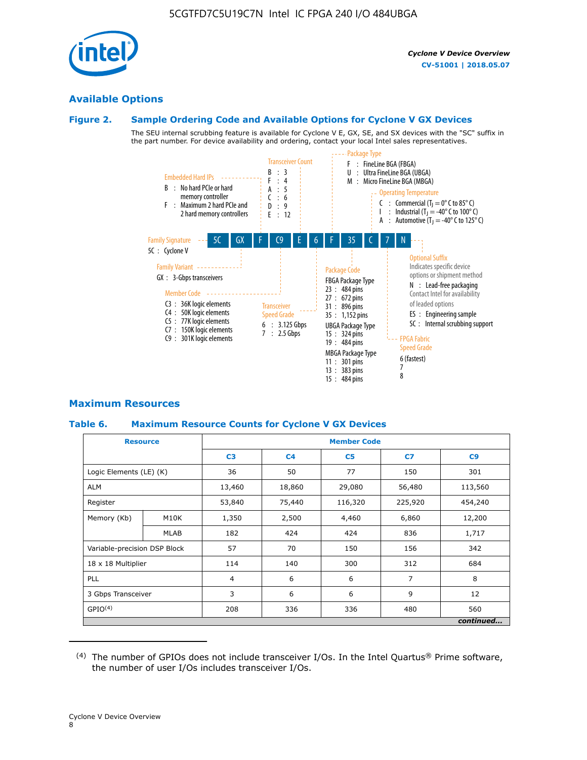## Available Options

### Figure 2. Sample Ordering Code and Available Options for Cyclone V GX Devices

The SEU internal scrubbing feature is available for Cyclone V E, GX, SE, and SX devices with the "SC" suffix in the part number. For device availability and ordering, contact your local Intel sales representatives.

5C GX F C9 E 6 F 35 C 7 N

Family Signature
5C : Cyclone V

Family Variant
GX : 3-Gbps transceivers

Embedded Hard IPs
B : No hard PCIe or hard memory controller
F : Maximum 2 hard PCIe and 2 hard memory controllers

Member Code
C3 : 36K logic elements
C4 : 50K logic elements
C5 : 77K logic elements
C7 : 150K logic elements
C9 : 301K logic elements

Transceiver Count
B : 3
F : 4
A : 5
C : 6
D : 9
E : 12

Transceiver Speed Grade
6 : 3.125 Gbps
7 : 2.5 Gbps

Package Type
F : FineLine BGA (FBGA)
U : Ultra FineLine BGA (UBGA)
M : Micro FineLine BGA (MBGA)

Package Code
FBGA Package Type
23 : 484 pins
27 : 672 pins
31 : 896 pins
35 : 1,152 pins
UBGA Package Type
15 : 324 pins
19 : 484 pins
MBGA Package Type
11 : 301 pins
13 : 383 pins
15 : 484 pins

Operating Temperature
C : Commercial ($T_J$ = 0° C to 85° C)
I : Industrial ($T_J$ = -40° C to 100° C)
A : Automotive ($T_J$ = -40° C to 125° C)

FPGA Fabric Speed Grade
6 (fastest)
7
8

Optional Suffix
Indicates specific device options or shipment method
N : Lead-free packaging
Contact Intel for availability of leaded options
ES : Engineering sample
SC : Internal scrubbing support

## Maximum Resources

### Table 6. Maximum Resource Counts for Cyclone V GX Devices

| Resource | | Member Code | | | | |
|---|---|---|---|---|---|---|
| | | C3 | C4 | C5 | C7 | C9 |
| Logic Elements (LE) (K) | | 36 | 50 | 77 | 150 | 301 |
| ALM | | 13,460 | 18,860 | 29,080 | 56,480 | 113,560 |
| Register | | 53,840 | 75,440 | 116,320 | 225,920 | 454,240 |
| Memory (Kb) | M10K | 1,350 | 2,500 | 4,460 | 6,860 | 12,200 |
| | MLAB | 182 | 424 | 424 | 836 | 1,717 |
| Variable-precision DSP Block | | 57 | 70 | 150 | 156 | 342 |
| 18 x 18 Multiplier | | 114 | 140 | 300 | 312 | 684 |
| PLL | | 4 | 6 | 6 | 7 | 8 |
| 3 Gbps Transceiver | | 3 | 6 | 6 | 9 | 12 |
| GPIO[(4)] | | 208 | 336 | 336 | 480 | 560 |

*continued...*

(4) The number of GPIOs does not include transceiver I/Os. In the Intel Quartus® Prime software, the number of user I/Os includes transceiver I/Os.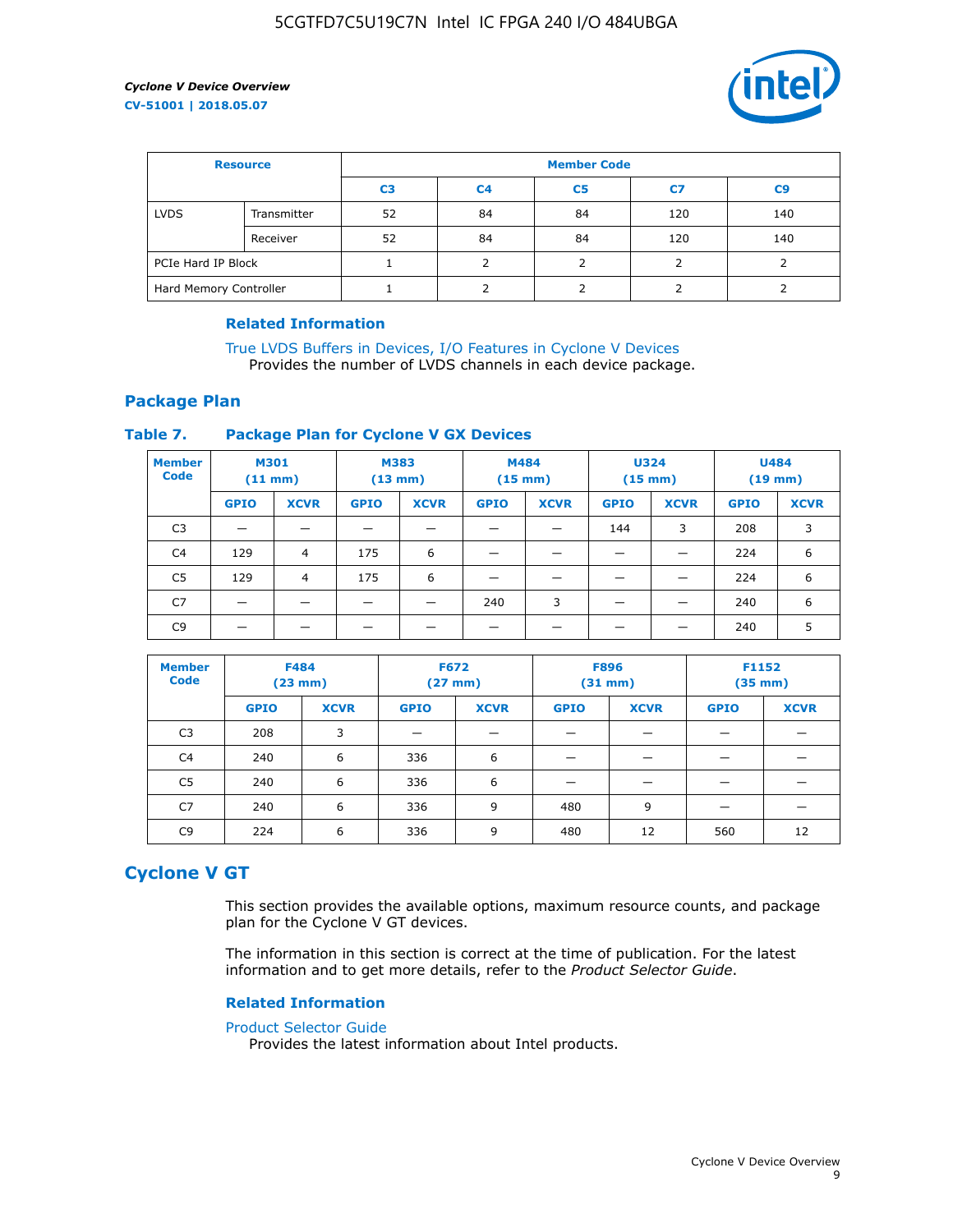| Resource | | Member Code | | | | |
|---|---|---|---|---|---|---|
| | | C3 | C4 | C5 | C7 | C9 |
| LVDS | Transmitter | 52 | 84 | 84 | 120 | 140 |
| | Receiver | 52 | 84 | 84 | 120 | 140 |
| PCIe Hard IP Block | | 1 | 2 | 2 | 2 | 2 |
| Hard Memory Controller | | 1 | 2 | 2 | 2 | 2 |

### Related Information

True LVDS Buffers in Devices, I/O Features in Cyclone V Devices
Provides the number of LVDS channels in each device package.

## Package Plan

### Table 7. Package Plan for Cyclone V GX Devices

| Member Code | M301 (11 mm) | | M383 (13 mm) | | M484 (15 mm) | | U324 (15 mm) | | U484 (19 mm) | |
|---|---|---|---|---|---|---|---|---|---|---|
| | GPIO | XCVR | GPIO | XCVR | GPIO | XCVR | GPIO | XCVR | GPIO | XCVR |
| C3 | — | — | — | — | — | — | 144 | 3 | 208 | 3 |
| C4 | 129 | 4 | 175 | 6 | — | — | — | — | 224 | 6 |
| C5 | 129 | 4 | 175 | 6 | — | — | — | — | 224 | 6 |
| C7 | — | — | — | — | 240 | 3 | — | — | 240 | 6 |
| C9 | — | — | — | — | — | — | — | — | 240 | 5 |

| Member Code | F484 (23 mm) | | F672 (27 mm) | | F896 (31 mm) | | F1152 (35 mm) | |
|---|---|---|---|---|---|---|---|---|
| | GPIO | XCVR | GPIO | XCVR | GPIO | XCVR | GPIO | XCVR |
| C3 | 208 | 3 | — | — | — | — | — | — |
| C4 | 240 | 6 | 336 | 6 | — | — | — | — |
| C5 | 240 | 6 | 336 | 6 | — | — | — | — |
| C7 | 240 | 6 | 336 | 9 | 480 | 9 | — | — |
| C9 | 224 | 6 | 336 | 9 | 480 | 12 | 560 | 12 |

# Cyclone V GT

This section provides the available options, maximum resource counts, and package plan for the Cyclone V GT devices.

The information in this section is correct at the time of publication. For the latest information and to get more details, refer to the *Product Selector Guide*.

### Related Information

Product Selector Guide
Provides the latest information about Intel products.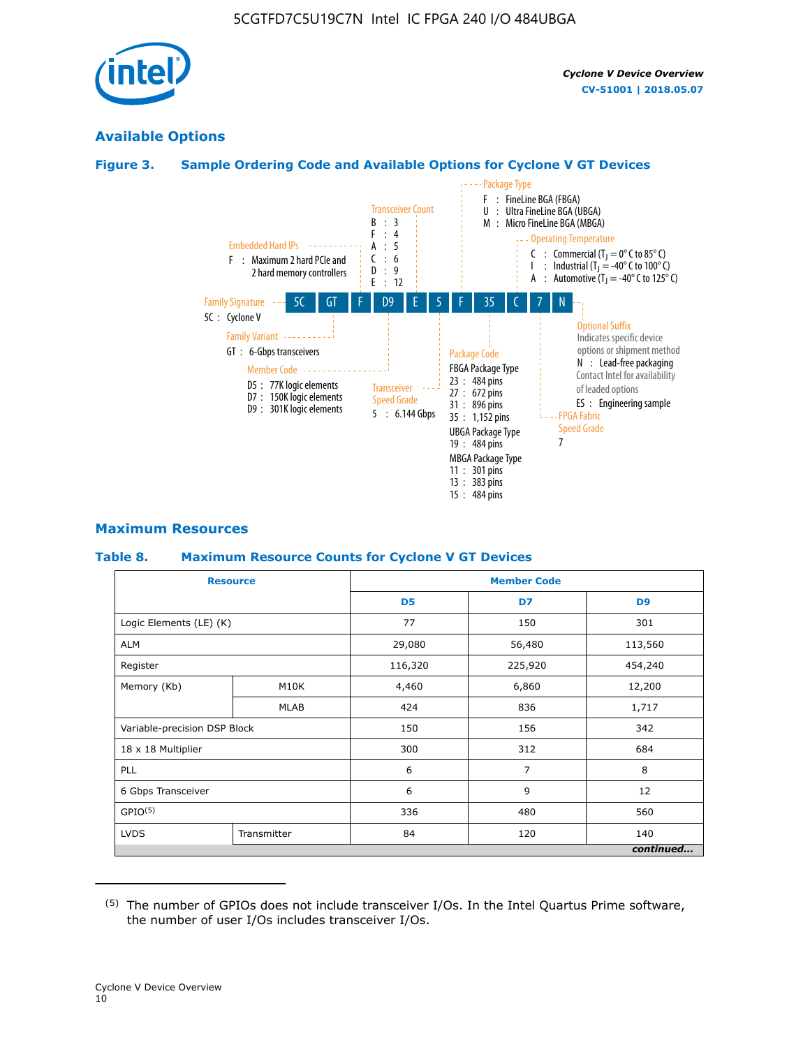## Available Options

### Figure 3. Sample Ordering Code and Available Options for Cycline V GT Devices

**5C GT F D9 E 5 F 35 C 7 N**

- **Family Signature**
  - 5C : Cyclone V
- **Family Variant**
  - GT : 6-Gbps transceivers
- **Embedded Hard IPs**
  - F : Maximum 2 hard PCIe and 2 hard memory controllers
- **Member Code**
  - D5 : 77K logic elements
  - D7 : 150K logic elements
  - D9 : 301K logic elements
- **Transceiver Count**
  - B : 3
  - F : 4
  - A : 5
  - C : 6
  - D : 9
  - E : 12
- **Transceiver Speed Grade**
  - 5 : 6.144 Gbps
- **Package Type**
  - F : FineLine BGA (FBGA)
  - U : Ultra FineLine BGA (UBGA)
  - M : Micro FineLine BGA (MBGA)
- **Package Code**
  - FBGA Package Type
    - 23 : 484 pins
    - 27 : 672 pins
    - 31 : 896 pins
    - 35 : 1,152 pins
  - UBGA Package Type
    - 19 : 484 pins
  - MBGA Package Type
    - 11 : 301 pins
    - 13 : 383 pins
    - 15 : 484 pins
- **Operating Temperature**
  - C : Commercial ($T_J$ = 0° C to 85° C)
  - I : Industrial ($T_J$ = -40° C to 100° C)
  - A : Automotive ($T_J$ = -40° C to 125° C)
- **FPGA Fabric Speed Grade**
  - 7
- **Optional Suffix**
  - Indicates specific device options or shipment method
  - N : Lead-free packaging
  - Contact Intel for availability of leaded options
  - ES : Engineering sample

## Maximum Resources

### Table 8. Maximum Resource Counts for Cyclone V GT Devices

| Resource | | Member Code | | |
|---|---|---|---|---|
| | | D5 | D7 | D9 |
| Logic Elements (LE) (K) | | 77 | 150 | 301 |
| ALM | | 29,080 | 56,480 | 113,560 |
| Register | | 116,320 | 225,920 | 454,240 |
| Memory (Kb) | M10K | 4,460 | 6,860 | 12,200 |
| | MLAB | 424 | 836 | 1,717 |
| Variable-precision DSP Block | | 150 | 156 | 342 |
| 18 x 18 Multiplier | | 300 | 312 | 684 |
| PLL | | 6 | 7 | 8 |
| 6 Gbps Transceiver | | 6 | 9 | 12 |
| GPIO[5] | | 336 | 480 | 560 |
| LVDS | Transmitter | 84 | 120 | 140 |

*continued...*

(5) The number of GPIOs does not include transceiver I/Os. In the Intel Quartus Prime software, the number of user I/Os includes transceiver I/Os.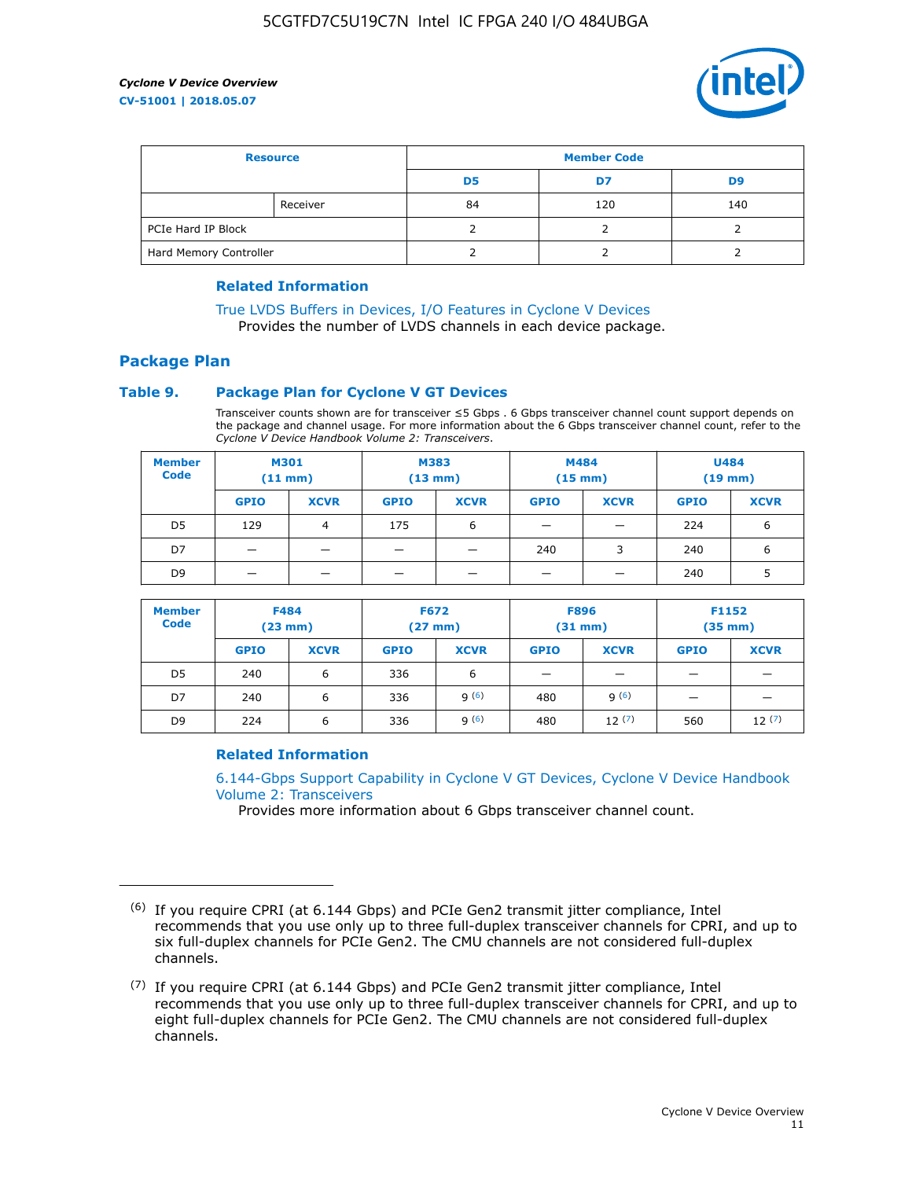| Resource | | Member Code | | |
|---|---|---|---|---|
| | | D5 | D7 | D9 |
| | Receiver | 84 | 120 | 140 |
| PCIe Hard IP Block | | 2 | 2 | 2 |
| Hard Memory Controller | | 2 | 2 | 2 |

### Related Information

True LVDS Buffers in Devices, I/O Features in Cyclone V Devices
Provides the number of LVDS channels in each device package.

## Package Plan

### Table 9. Package Plan for Cyclone V GT Devices

Transceiver counts shown are for transceiver ≤5 Gbps . 6 Gbps transceiver channel count support depends on the package and channel usage. For more information about the 6 Gbps transceiver channel count, refer to the *Cyclone V Device Handbook Volume 2: Transceivers*.

| Member Code | M301 (11 mm) | | M383 (13 mm) | | M484 (15 mm) | | U484 (19 mm) | |
|---|---|---|---|---|---|---|---|---|
| | GPIO | XCVR | GPIO | XCVR | GPIO | XCVR | GPIO | XCVR |
| D5 | 129 | 4 | 175 | 6 | — | — | 224 | 6 |
| D7 | — | — | — | — | 240 | 3 | 240 | 6 |
| D9 | — | — | — | — | — | — | 240 | 5 |

| Member Code | F484 (23 mm) | | F672 (27 mm) | | F896 (31 mm) | | F1152 (35 mm) | |
|---|---|---|---|---|---|---|---|---|
| | GPIO | XCVR | GPIO | XCVR | GPIO | XCVR | GPIO | XCVR |
| D5 | 240 | 6 | 336 | 6 | — | — | — | — |
| D7 | 240 | 6 | 336 | 9 [6] | 480 | 9 [6] | — | — |
| D9 | 224 | 6 | 336 | 9 [6] | 480 | 12 [7] | 560 | 12 [7] |

### Related Information

6.144-Gbps Support Capability in Cyclone V GT Devices, Cyclone V Device Handbook Volume 2: Transceivers
Provides more information about 6 Gbps transceiver channel count.

---

(6) If you require CPRI (at 6.144 Gbps) and PCIe Gen2 transmit jitter compliance, Intel recommends that you use only up to three full-duplex transceiver channels for CPRI, and up to six full-duplex channels for PCIe Gen2. The CMU channels are not considered full-duplex channels.

(7) If you require CPRI (at 6.144 Gbps) and PCIe Gen2 transmit jitter compliance, Intel recommends that you use only up to three full-duplex transceiver channels for CPRI, and up to eight full-duplex channels for PCIe Gen2. The CMU channels are not considered full-duplex channels.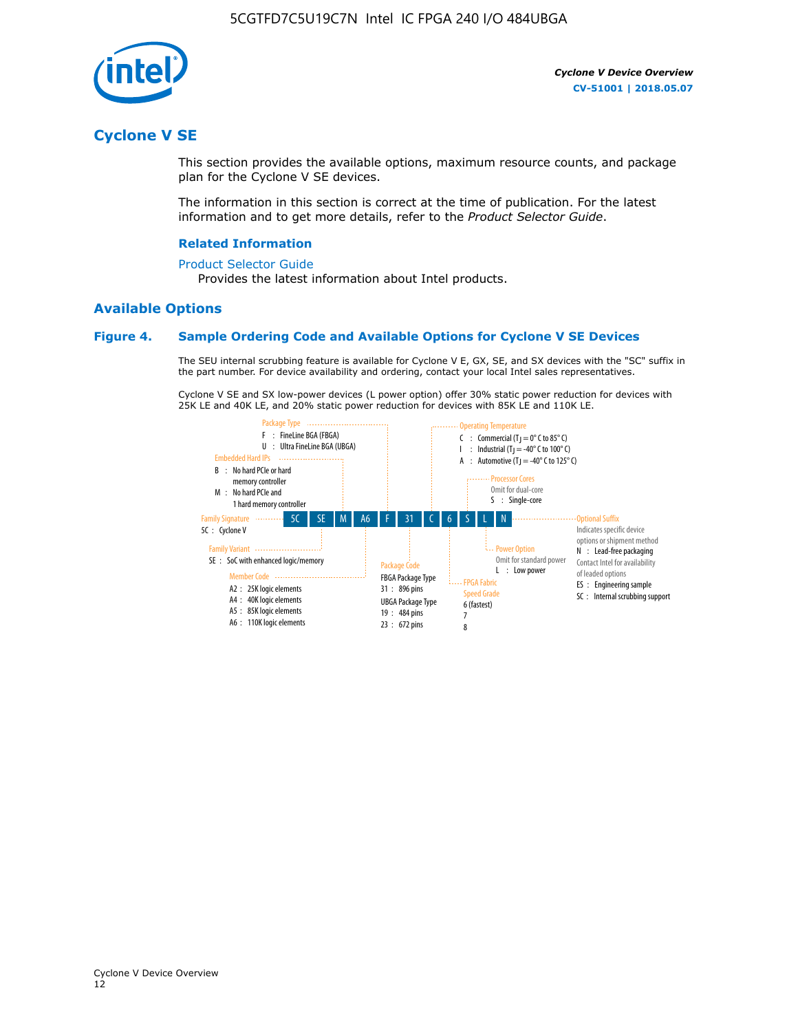# Cyclone V SE

This section provides the available options, maximum resource counts, and package plan for the Cyclone V SE devices.

The information in this section is correct at the time of publication. For the latest information and to get more details, refer to the *Product Selector Guide*.

### Related Information

Product Selector Guide
    Provides the latest information about Intel products.

## Available Options

### Figure 4. Sample Ordering Code and Available Options for Cyclone V SE Devices

The SEU internal scrubbing feature is available for Cyclone V E, GX, SE, and SX devices with the "SC" suffix in the part number. For device availability and ordering, contact your local Intel sales representatives.

Cyclone V SE and SX low-power devices (L power option) offer 30% static power reduction for devices with 25K LE and 40K LE, and 20% static power reduction for devices with 85K LE and 110K LE.

5C SE M A6 F 31 C 6 S L N

Family Signature
5C : Cyclone V

Family Variant
SE : SoC with enhanced logic/memory

Embedded Hard IPs
B : No hard PCIe or hard memory controller
M : No hard PCIe and 1 hard memory controller

Member Code
A2 : 25K logic elements
A4 : 40K logic elements
A5 : 85K logic elements
A6 : 110K logic elements

Package Type
F : FineLine BGA (FBGA)
U : Ultra FineLine BGA (UBGA)

Package Code
FBGA Package Type
31 : 896 pins
UBGA Package Type
19 : 484 pins
23 : 672 pins

Operating Temperature
C : Commercial ($T_J$ = 0° C to 85° C)
I : Industrial ($T_J$ = -40° C to 100° C)
A : Automotive ($T_J$ = -40° C to 125° C)

FPGA Fabric Speed Grade
6 (fastest)
7
8

Processor Cores
Omit for dual-core
S : Single-core

Power Option
Omit for standard power
L : Low power

Optional Suffix
Indicates specific device options or shipment method
N : Lead-free packaging
Contact Intel for availability of leaded options
ES : Engineering sample
SC : Internal scrubbing support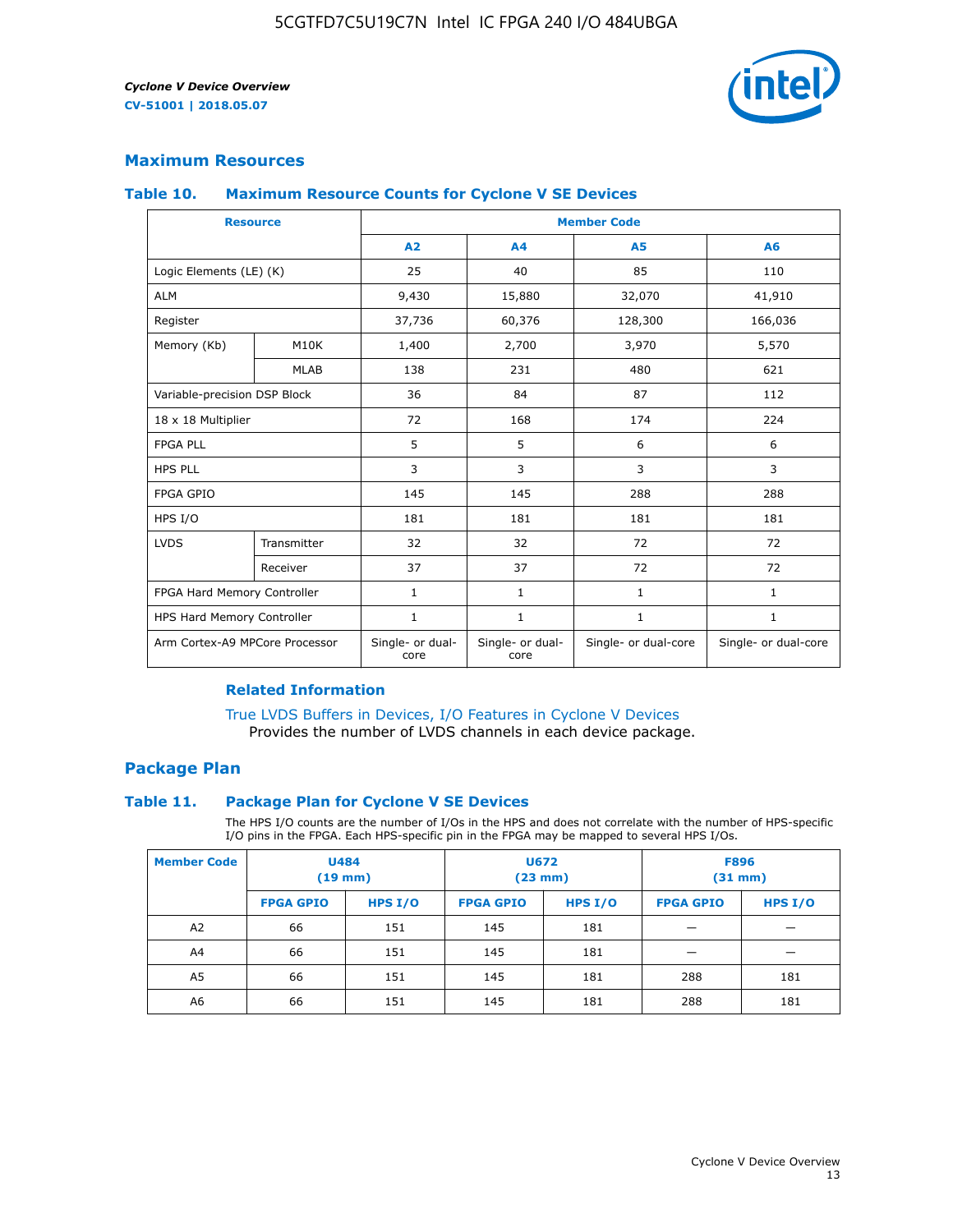## Maximum Resources

### Table 10. Maximum Resource Counts for Cyclone V SE Devices

| Resource | | Member Code | | | |
|---|---|---|---|---|---|
| | | A2 | A4 | A5 | A6 |
| Logic Elements (LE) (K) | | 25 | 40 | 85 | 110 |
| ALM | | 9,430 | 15,880 | 32,070 | 41,910 |
| Register | | 37,736 | 60,376 | 128,300 | 166,036 |
| Memory (Kb) | M10K | 1,400 | 2,700 | 3,970 | 5,570 |
| | MLAB | 138 | 231 | 480 | 621 |
| Variable-precision DSP Block | | 36 | 84 | 87 | 112 |
| 18 x 18 Multiplier | | 72 | 168 | 174 | 224 |
| FPGA PLL | | 5 | 5 | 6 | 6 |
| HPS PLL | | 3 | 3 | 3 | 3 |
| FPGA GPIO | | 145 | 145 | 288 | 288 |
| HPS I/O | | 181 | 181 | 181 | 181 |
| LVDS | Transmitter | 32 | 32 | 72 | 72 |
| | Receiver | 37 | 37 | 72 | 72 |
| FPGA Hard Memory Controller | | 1 | 1 | 1 | 1 |
| HPS Hard Memory Controller | | 1 | 1 | 1 | 1 |
| Arm Cortex-A9 MPCore Processor | | Single- or dual-core | Single- or dual-core | Single- or dual-core | Single- or dual-core |

#### Related Information

True LVDS Buffers in Devices, I/O Features in Cyclone V Devices
Provides the number of LVDS channels in each device package.

## Package Plan

### Table 11. Package Plan for Cyclone V SE Devices

The HPS I/O counts are the number of I/Os in the HPS and does not correlate with the number of HPS-specific I/O pins in the FPGA. Each HPS-specific pin in the FPGA may be mapped to several HPS I/Os.

| Member Code | U484 (19 mm) | | U672 (23 mm) | | F896 (31 mm) | |
|---|---|---|---|---|---|---|
| | FPGA GPIO | HPS I/O | FPGA GPIO | HPS I/O | FPGA GPIO | HPS I/O |
| A2 | 66 | 151 | 145 | 181 | — | — |
| A4 | 66 | 151 | 145 | 181 | — | — |
| A5 | 66 | 151 | 145 | 181 | 288 | 181 |
| A6 | 66 | 151 | 145 | 181 | 288 | 181 |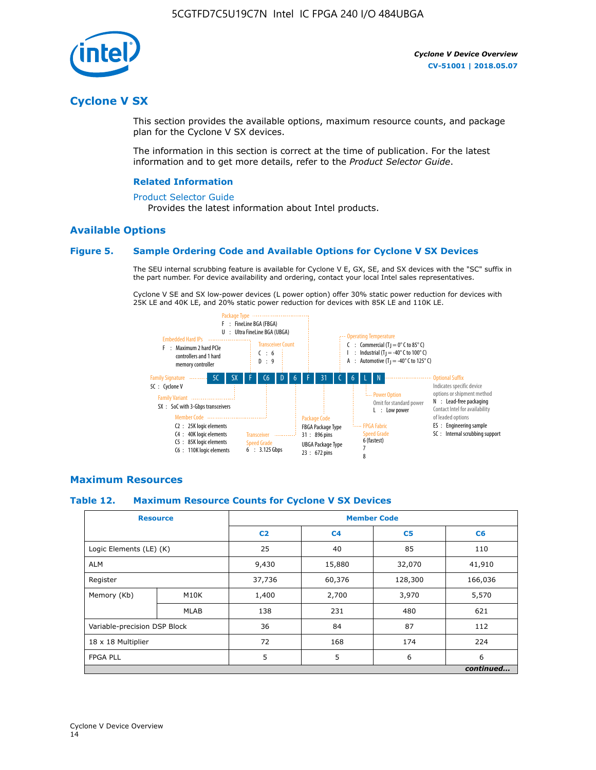## Cyclone V SX

This section provides the available options, maximum resource counts, and package plan for the Cyclone V SX devices.

The information in this section is correct at the time of publication. For the latest information and to get more details, refer to the *Product Selector Guide*.

#### Related Information

Product Selector Guide
Provides the latest information about Intel products.

### Available Options

#### Figure 5. Sample Ordering Code and Available Options for Cyclone V SX Devices

The SEU internal scrubbing feature is available for Cyclone V E, GX, SE, and SX devices with the "SC" suffix in the part number. For device availability and ordering, contact your local Intel sales representatives.

Cyclone V SE and SX low-power devices (L power option) offer 30% static power reduction for devices with 25K LE and 40K LE, and 20% static power reduction for devices with 85K LE and 110K LE.

5C SX F C6 D 6 F 31 C 6 L N

Family Signature
5C : Cyclone V

Family Variant
SX : SoC with 3-Gbps transceivers

Embedded Hard IPs
F : Maximum 2 hard PCIe controllers and 1 hard memory controller

Member Code
C2 : 25K logic elements
C4 : 40K logic elements
C5 : 85K logic elements
C6 : 110K logic elements

Transceiver Count
C : 6
D : 9

Transceiver Speed Grade
6 : 3.125 Gbps

Package Type
F : FineLine BGA (FBGA)
U : Ultra FineLine BGA (UBGA)

Package Code
FBGA Package Type
31 : 896 pins
UBGA Package Type
23 : 672 pins

Operating Temperature
C : Commercial ($T_J$ = 0° C to 85° C)
I : Industrial ($T_J$ = -40° C to 100° C)
A : Automotive ($T_J$ = -40° C to 125° C)

FPGA Fabric Speed Grade
6 (fastest)
7
8

Power Option
Omit for standard power
L : Low power

Optional Suffix
Indicates specific device options or shipment method
N : Lead-free packaging
Contact Intel for availability of leaded options
ES : Engineering sample
SC : Internal scrubbing support

### Maximum Resources

#### Table 12. Maximum Resource Counts for Cyclone V SX Devices

| Resource | | Member Code | | | |
|---|---|---|---|---|---|
| | | C2 | C4 | C5 | C6 |
| Logic Elements (LE) (K) | | 25 | 40 | 85 | 110 |
| ALM | | 9,430 | 15,880 | 32,070 | 41,910 |
| Register | | 37,736 | 60,376 | 128,300 | 166,036 |
| Memory (Kb) | M10K | 1,400 | 2,700 | 3,970 | 5,570 |
| | MLAB | 138 | 231 | 480 | 621 |
| Variable-precision DSP Block | | 36 | 84 | 87 | 112 |
| 18 x 18 Multiplier | | 72 | 168 | 174 | 224 |
| FPGA PLL | | 5 | 5 | 6 | 6 |

*continued...*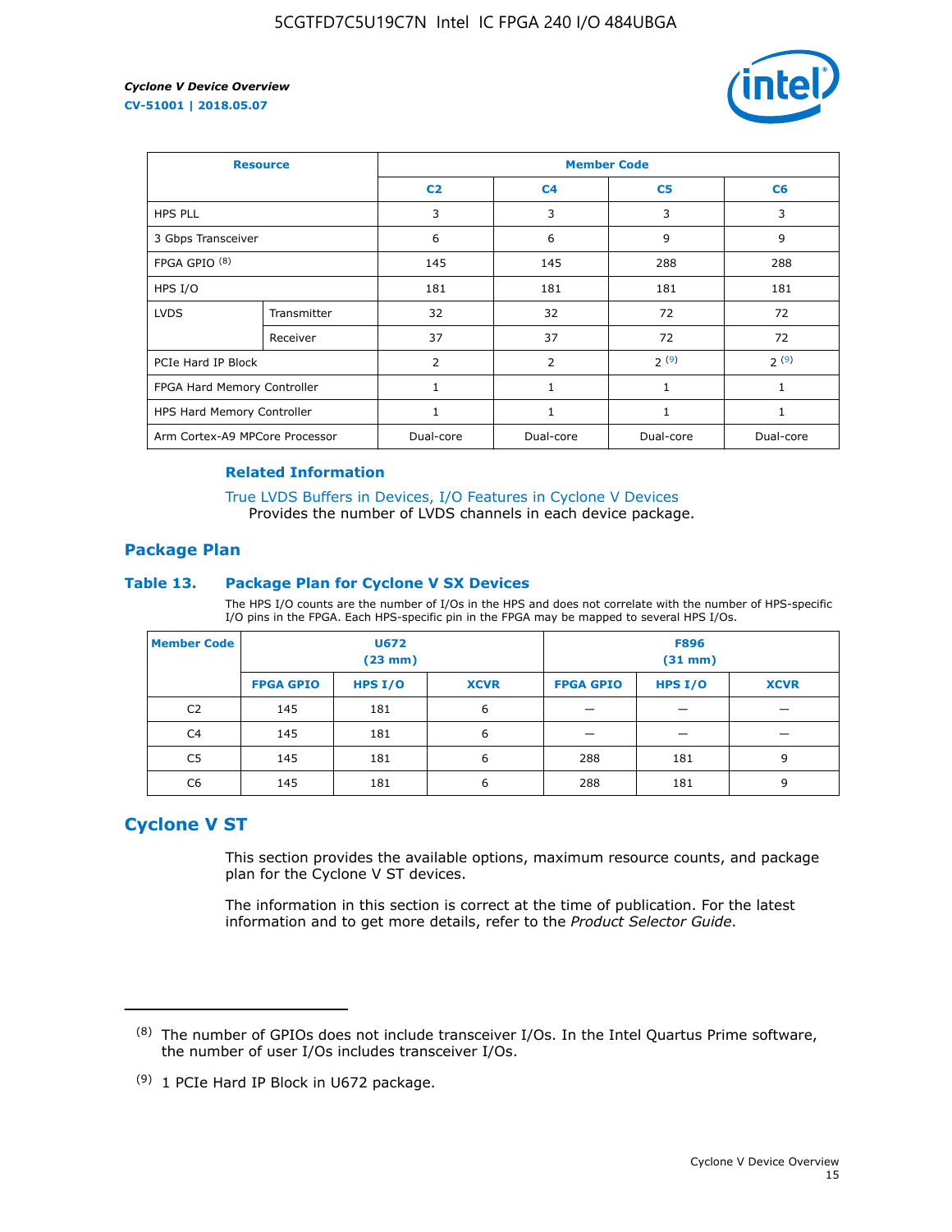| Resource | | Member Code | | | |
|---|---|---|---|---|---|
| | | C2 | C4 | C5 | C6 |
| HPS PLL | | 3 | 3 | 3 | 3 |
| 3 Gbps Transceiver | | 6 | 6 | 9 | 9 |
| FPGA GPIO [(8)] | | 145 | 145 | 288 | 288 |
| HPS I/O | | 181 | 181 | 181 | 181 |
| LVDS | Transmitter | 32 | 32 | 72 | 72 |
| | Receiver | 37 | 37 | 72 | 72 |
| PCIe Hard IP Block | | 2 | 2 | 2 [(9)] | 2 [(9)] |
| FPGA Hard Memory Controller | | 1 | 1 | 1 | 1 |
| HPS Hard Memory Controller | | 1 | 1 | 1 | 1 |
| Arm Cortex-A9 MPCore Processor | | Dual-core | Dual-core | Dual-core | Dual-core |

### Related Information

True LVDS Buffers in Devices, I/O Features in Cyclone V Devices
Provides the number of LVDS channels in each device package.

## Package Plan

### Table 13. Package Plan for Cyclone V SX Devices

The HPS I/O counts are the number of I/Os in the HPS and does not correlate with the number of HPS-specific I/O pins in the FPGA. Each HPS-specific pin in the FPGA may be mapped to several HPS I/Os.

| Member Code | U672 (23 mm) | | | F896 (31 mm) | | |
|---|---|---|---|---|---|---|
| | FPGA GPIO | HPS I/O | XCVR | FPGA GPIO | HPS I/O | XCVR |
| C2 | 145 | 181 | 6 | — | — | — |
| C4 | 145 | 181 | 6 | — | — | — |
| C5 | 145 | 181 | 6 | 288 | 181 | 9 |
| C6 | 145 | 181 | 6 | 288 | 181 | 9 |

## Cyclone V ST

This section provides the available options, maximum resource counts, and package plan for the Cyclone V ST devices.

The information in this section is correct at the time of publication. For the latest information and to get more details, refer to the *Product Selector Guide*.

(8) The number of GPIOs does not include transceiver I/Os. In the Intel Quartus Prime software, the number of user I/Os includes transceiver I/Os.

(9) 1 PCIe Hard IP Block in U672 package.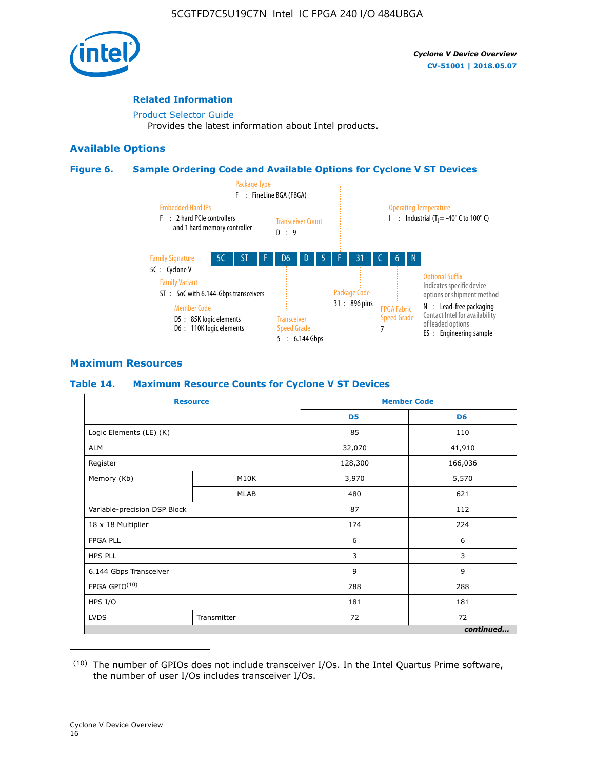## Related Information

Product Selector Guide
Provides the latest information about Intel products.

## Available Options

### Figure 6. Sample Ordering Code and Available Options for Cyclone V ST Devices

Package Type
F : FineLine BGA (FBGA)

Embedded Hard IPs
F : 2 hard PCIe controllers and 1 hard memory controller

Transceiver Count
D : 9

Operating Temperature
I : Industrial ($T_J$ = -40° C to 100° C)

Family Signature
5C : Cyclone V

5C | ST | F | D6 | D | 5 | F | 31 | C | 6 | N

Family Variant
ST : SoC with 6.144-Gbps transceivers

Member Code
D5 : 85K logic elements
D6 : 110K logic elements

Transceiver Speed Grade
5 : 6.144 Gbps

Package Code
31 : 896 pins

FPGA Fabric Speed Grade
7

Optional Suffix
Indicates specific device options or shipment method
N : Lead-free packaging
Contact Intel for availability of leaded options
ES : Engineering sample

## Maximum Resources

### Table 14. Maximum Resource Counts for Cyclone V ST Devices

| Resource | | Member Code | |
|---|---|---|---|
| | | D5 | D6 |
| Logic Elements (LE) (K) | | 85 | 110 |
| ALM | | 32,070 | 41,910 |
| Register | | 128,300 | 166,036 |
| Memory (Kb) | M10K | 3,970 | 5,570 |
| | MLAB | 480 | 621 |
| Variable-precision DSP Block | | 87 | 112 |
| 18 x 18 Multiplier | | 174 | 224 |
| FPGA PLL | | 6 | 6 |
| HPS PLL | | 3 | 3 |
| 6.144 Gbps Transceiver | | 9 | 9 |
| FPGA GPIO[(10)] | | 288 | 288 |
| HPS I/O | | 181 | 181 |
| LVDS | Transmitter | 72 | 72 |

*continued...*

(10) The number of GPIOs does not include transceiver I/Os. In the Intel Quartus Prime software, the number of user I/Os includes transceiver I/Os.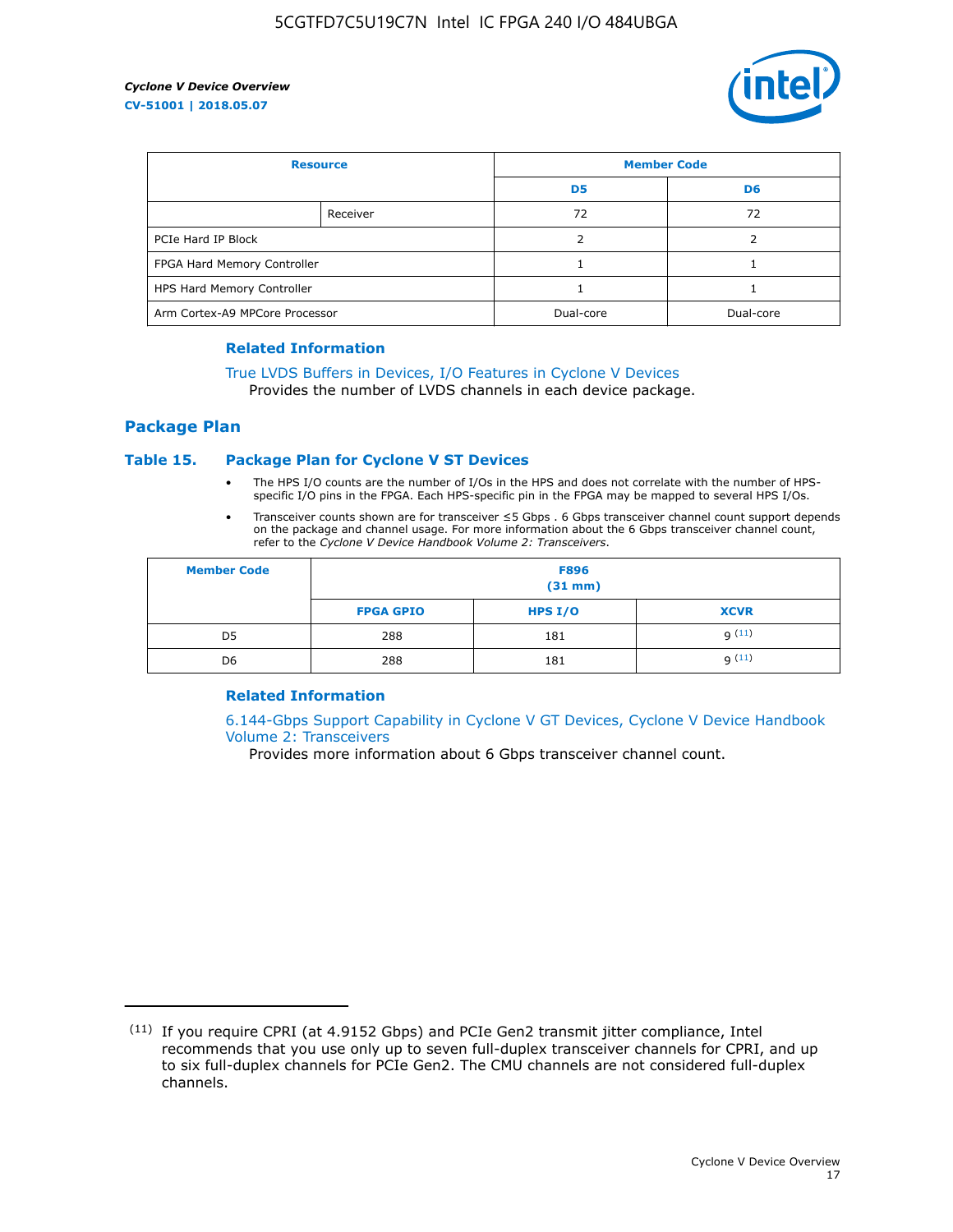| Resource | | Member Code | |
|---|---|---|---|
| | | D5 | D6 |
| | Receiver | 72 | 72 |
| PCIe Hard IP Block | | 2 | 2 |
| FPGA Hard Memory Controller | | 1 | 1 |
| HPS Hard Memory Controller | | 1 | 1 |
| Arm Cortex-A9 MPCore Processor | | Dual-core | Dual-core |

#### Related Information

True LVDS Buffers in Devices, I/O Features in Cyclone V Devices
Provides the number of LVDS channels in each device package.

## Package Plan

### Table 15. Package Plan for Cyclone V ST Devices

- The HPS I/O counts are the number of I/Os in the HPS and does not correlate with the number of HPS-specific I/O pins in the FPGA. Each HPS-specific pin in the FPGA may be mapped to several HPS I/Os.
- Transceiver counts shown are for transceiver ≤5 Gbps . 6 Gbps transceiver channel count support depends on the package and channel usage. For more information about the 6 Gbps transceiver channel count, refer to the *Cyclone V Device Handbook Volume 2: Transceivers*.

| Member Code | F896 (31 mm) | | |
|---|---|---|---|
| | FPGA GPIO | HPS I/O | XCVR |
| D5 | 288 | 181 | 9 (11) |
| D6 | 288 | 181 | 9 (11) |

#### Related Information

6.144-Gbps Support Capability in Cyclone V GT Devices, Cyclone V Device Handbook Volume 2: Transceivers
Provides more information about 6 Gbps transceiver channel count.

(11) If you require CPRI (at 4.9152 Gbps) and PCIe Gen2 transmit jitter compliance, Intel recommends that you use only up to seven full-duplex transceiver channels for CPRI, and up to six full-duplex channels for PCIe Gen2. The CMU channels are not considered full-duplex channels.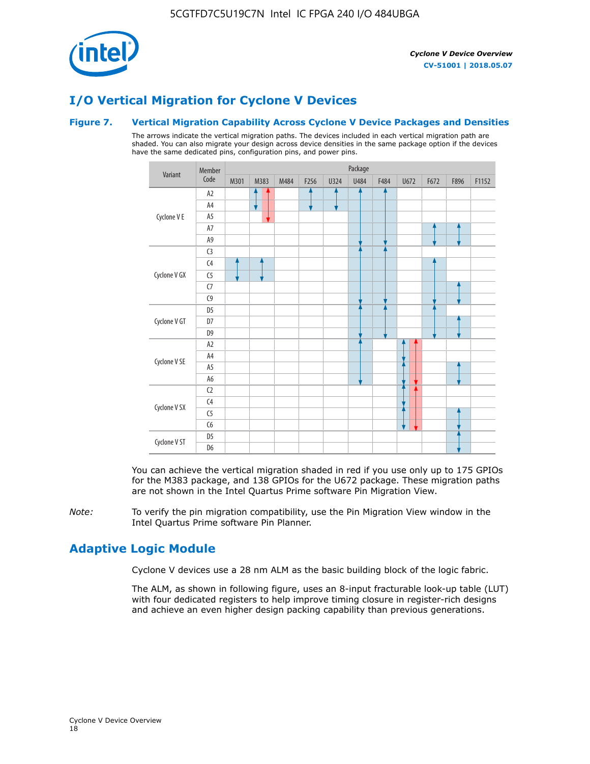## I/O Vertical Migration for Cyclone V Devices

### Figure 7. Vertical Migration Capability Across Cyclone V Device Packages and Densities

The arrows indicate the vertical migration paths. The devices included in each vertical migration path are shaded. You can also migrate your design across device densities in the same package option if the devices have the same dedicated pins, configuration pins, and power pins.

Variant
Member Code
Package
M301 M383 M484 F256 U324 U484 F484 U672 F672 F896 F1152

Cyclone V E: A2, A4, A5, A7, A9
Cyclone V GX: C3, C4, C5, C7, C9
Cyclone V GT: D5, D7, D9
Cyclone V SE: A2, A4, A5, A6
Cyclone V SX: C2, C4, C5, C6
Cyclone V ST: D5, D6

You can achieve the vertical migration shaded in red if you use only up to 175 GPIOs for the M383 package, and 138 GPIOs for the U672 package. These migration paths are not shown in the Intel Quartus Prime software Pin Migration View.

*Note:* To verify the pin migration compatibility, use the Pin Migration View window in the Intel Quartus Prime software Pin Planner.

## Adaptive Logic Module

Cyclone V devices use a 28 nm ALM as the basic building block of the logic fabric.

The ALM, as shown in following figure, uses an 8-input fracturable look-up table (LUT) with four dedicated registers to help improve timing closure in register-rich designs and achieve an even higher design packing capability than previous generations.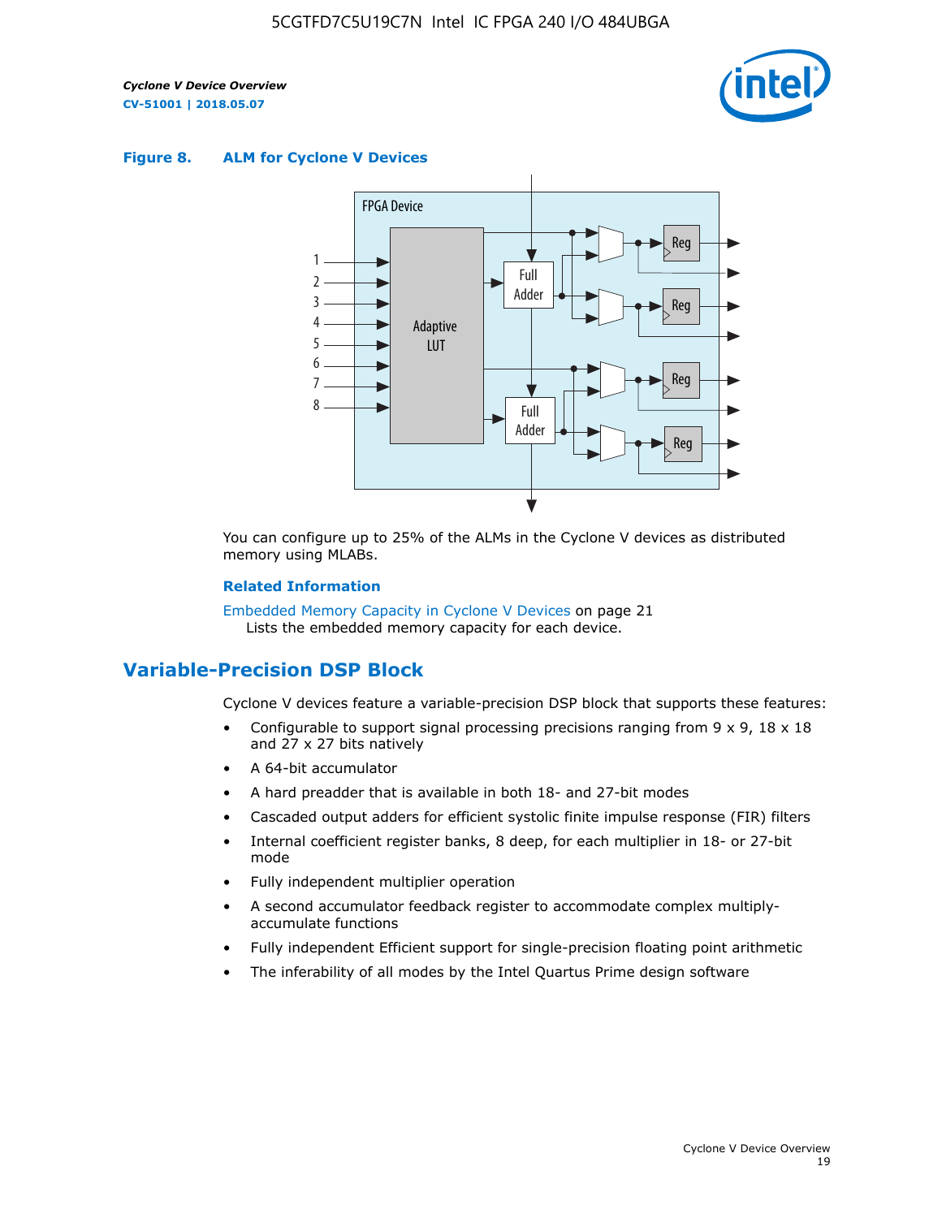**Figure 8. ALM for Cyclone V Devices**

FPGA Device

1
2
3
4
5
6
7
8

Adaptive LUT

Full Adder

Full Adder

Reg

Reg

Reg

Reg

You can configure up to 25% of the ALMs in the Cyclone V devices as distributed memory using MLABs.

**Related Information**

Embedded Memory Capacity in Cyclone V Devices on page 21
Lists the embedded memory capacity for each device.

## Variable-Precision DSP Block

Cyclone V devices feature a variable-precision DSP block that supports these features:

- Configurable to support signal processing precisions ranging from 9 x 9, 18 x 18 and 27 x 27 bits natively
- A 64-bit accumulator
- A hard preadder that is available in both 18- and 27-bit modes
- Cascaded output adders for efficient systolic finite impulse response (FIR) filters
- Internal coefficient register banks, 8 deep, for each multiplier in 18- or 27-bit mode
- Fully independent multiplier operation
- A second accumulator feedback register to accommodate complex multiply-accumulate functions
- Fully independent Efficient support for single-precision floating point arithmetic
- The inferability of all modes by the Intel Quartus Prime design software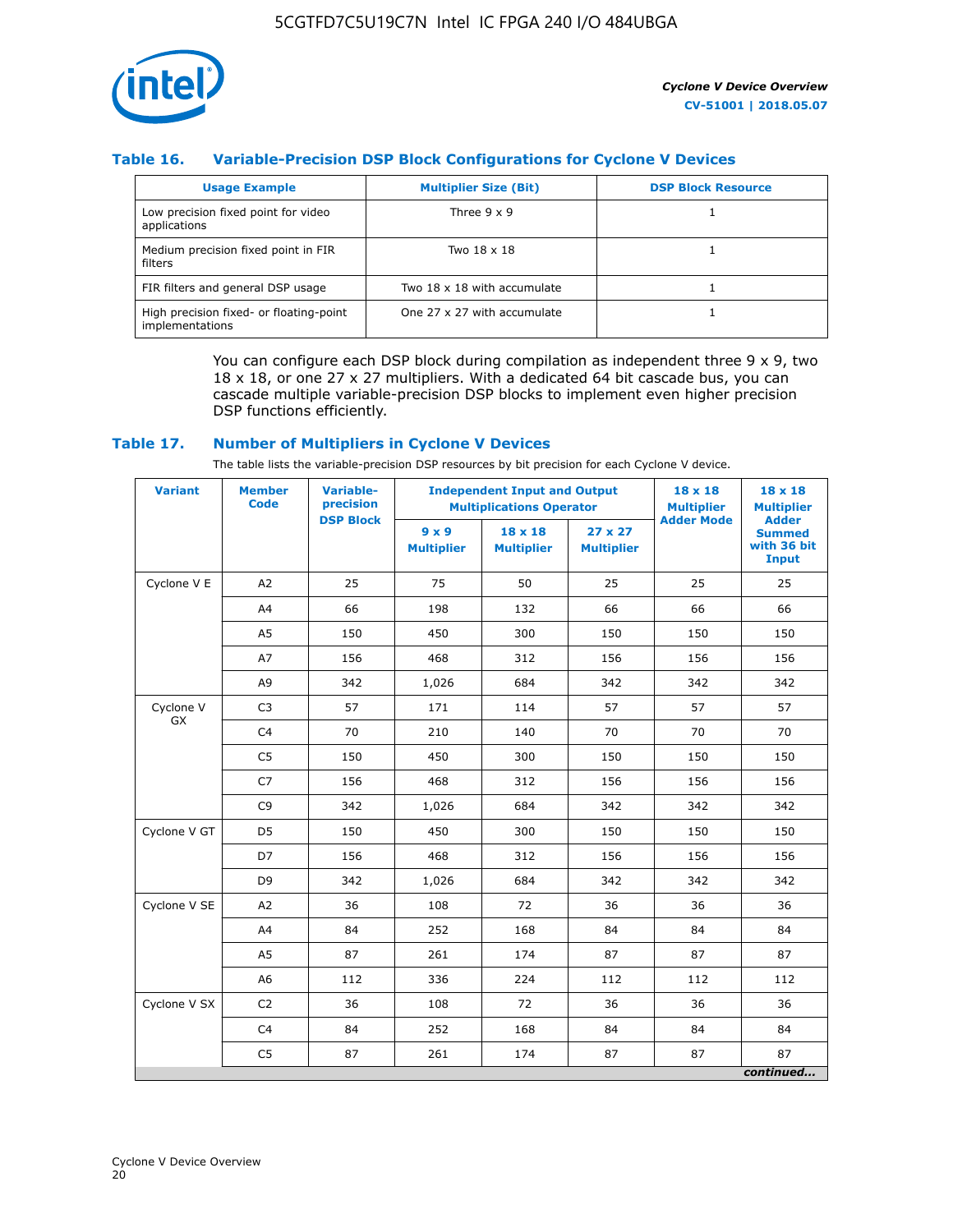### Table 16. Variable-Precision DSP Block Configurations for Cyclone V Devices

| Usage Example | Multiplier Size (Bit) | DSP Block Resource |
|---|---|---|
| Low precision fixed point for video applications | Three 9 x 9 | 1 |
| Medium precision fixed point in FIR filters | Two 18 x 18 | 1 |
| FIR filters and general DSP usage | Two 18 x 18 with accumulate | 1 |
| High precision fixed- or floating-point implementations | One 27 x 27 with accumulate | 1 |

You can configure each DSP block during compilation as independent three 9 x 9, two 18 x 18, or one 27 x 27 multipliers. With a dedicated 64 bit cascade bus, you can cascade multiple variable-precision DSP blocks to implement even higher precision DSP functions efficiently.

### Table 17. Number of Multipliers in Cyclone V Devices

The table lists the variable-precision DSP resources by bit precision for each Cyclone V device.

| Variant | Member Code | Variable-precision DSP Block | Independent Input and Output Multiplications Operator | | | 18 x 18 Multiplier Adder Mode | 18 x 18 Multiplier Adder Summed with 36 bit Input |
|---|---|---|---|---|---|---|---|
| | | | 9 x 9 Multiplier | 18 x 18 Multiplier | 27 x 27 Multiplier | | |
| Cyclone V E | A2 | 25 | 75 | 50 | 25 | 25 | 25 |
| | A4 | 66 | 198 | 132 | 66 | 66 | 66 |
| | A5 | 150 | 450 | 300 | 150 | 150 | 150 |
| | A7 | 156 | 468 | 312 | 156 | 156 | 156 |
| | A9 | 342 | 1,026 | 684 | 342 | 342 | 342 |
| Cyclone V GX | C3 | 57 | 171 | 114 | 57 | 57 | 57 |
| | C4 | 70 | 210 | 140 | 70 | 70 | 70 |
| | C5 | 150 | 450 | 300 | 150 | 150 | 150 |
| | C7 | 156 | 468 | 312 | 156 | 156 | 156 |
| | C9 | 342 | 1,026 | 684 | 342 | 342 | 342 |
| Cyclone V GT | D5 | 150 | 450 | 300 | 150 | 150 | 150 |
| | D7 | 156 | 468 | 312 | 156 | 156 | 156 |
| | D9 | 342 | 1,026 | 684 | 342 | 342 | 342 |
| Cyclone V SE | A2 | 36 | 108 | 72 | 36 | 36 | 36 |
| | A4 | 84 | 252 | 168 | 84 | 84 | 84 |
| | A5 | 87 | 261 | 174 | 87 | 87 | 87 |
| | A6 | 112 | 336 | 224 | 112 | 112 | 112 |
| Cyclone V SX | C2 | 36 | 108 | 72 | 36 | 36 | 36 |
| | C4 | 84 | 252 | 168 | 84 | 84 | 84 |
| | C5 | 87 | 261 | 174 | 87 | 87 | 87 |

*continued...*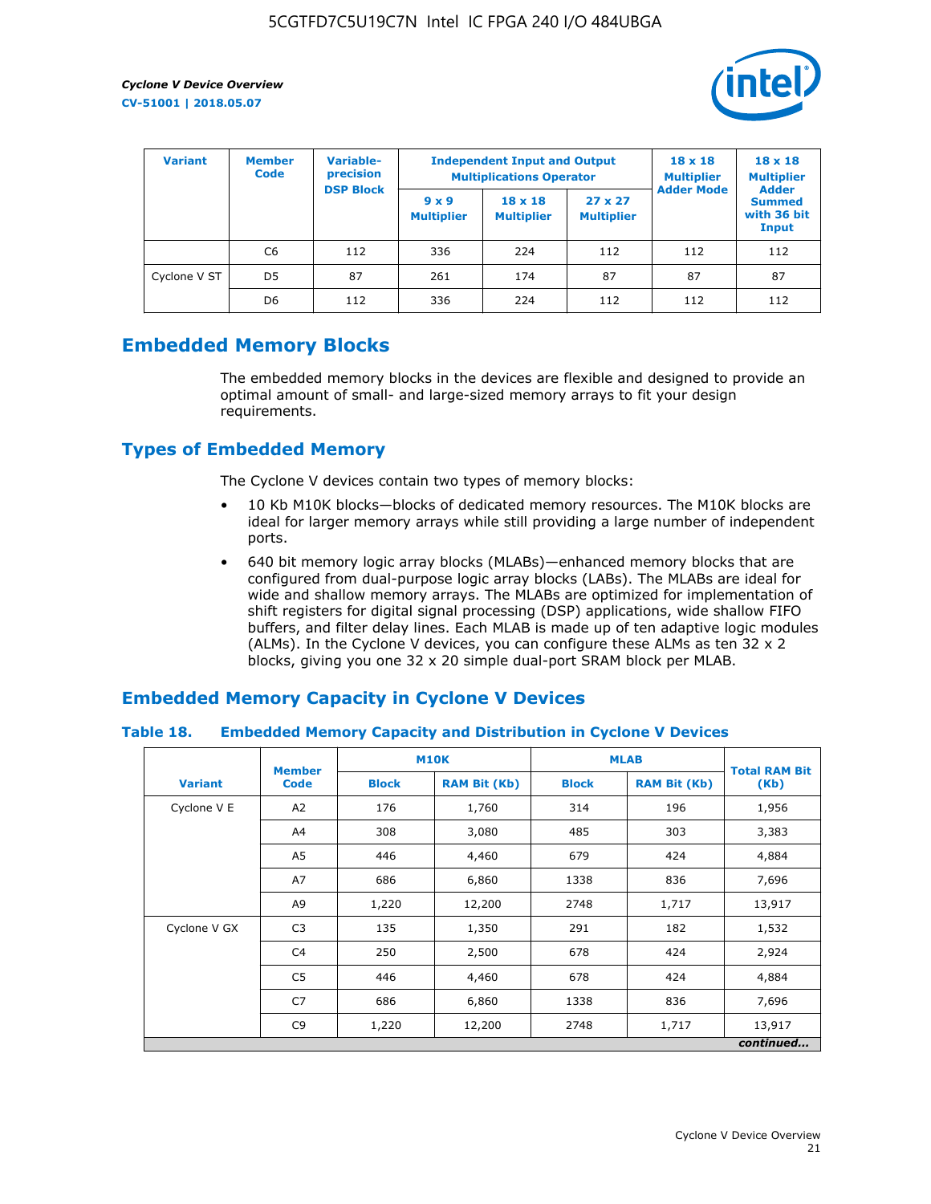| Variant | Member Code | Variable-precision DSP Block | Independent Input and Output Multiplications Operator | | | 18 x 18 Multiplier Adder Mode | 18 x 18 Multiplier Adder Summed with 36 bit Input |
|---|---|---|---|---|---|---|---|
| | | | 9 x 9 Multiplier | 18 x 18 Multiplier | 27 x 27 Multiplier | | |
| | C6 | 112 | 336 | 224 | 112 | 112 | 112 |
| Cyclone V ST | D5 | 87 | 261 | 174 | 87 | 87 | 87 |
| | D6 | 112 | 336 | 224 | 112 | 112 | 112 |

## Embedded Memory Blocks

The embedded memory blocks in the devices are flexible and designed to provide an optimal amount of small- and large-sized memory arrays to fit your design requirements.

## Types of Embedded Memory

The Cyclone V devices contain two types of memory blocks:

- 10 Kb M10K blocks—blocks of dedicated memory resources. The M10K blocks are ideal for larger memory arrays while still providing a large number of independent ports.
- 640 bit memory logic array blocks (MLABs)—enhanced memory blocks that are configured from dual-purpose logic array blocks (LABs). The MLABs are ideal for wide and shallow memory arrays. The MLABs are optimized for implementation of shift registers for digital signal processing (DSP) applications, wide shallow FIFO buffers, and filter delay lines. Each MLAB is made up of ten adaptive logic modules (ALMs). In the Cyclone V devices, you can configure these ALMs as ten 32 x 2 blocks, giving you one 32 x 20 simple dual-port SRAM block per MLAB.

## Embedded Memory Capacity in Cyclone V Devices

### Table 18. Embedded Memory Capacity and Distribution in Cyclone V Devices

| Variant | Member Code | M10K | | MLAB | | Total RAM Bit (Kb) |
|---|---|---|---|---|---|---|
| | | Block | RAM Bit (Kb) | Block | RAM Bit (Kb) | |
| Cyclone V E | A2 | 176 | 1,760 | 314 | 196 | 1,956 |
| | A4 | 308 | 3,080 | 485 | 303 | 3,383 |
| | A5 | 446 | 4,460 | 679 | 424 | 4,884 |
| | A7 | 686 | 6,860 | 1338 | 836 | 7,696 |
| | A9 | 1,220 | 12,200 | 2748 | 1,717 | 13,917 |
| Cyclone V GX | C3 | 135 | 1,350 | 291 | 182 | 1,532 |
| | C4 | 250 | 2,500 | 678 | 424 | 2,924 |
| | C5 | 446 | 4,460 | 678 | 424 | 4,884 |
| | C7 | 686 | 6,860 | 1338 | 836 | 7,696 |
| | C9 | 1,220 | 12,200 | 2748 | 1,717 | 13,917 |

*continued...*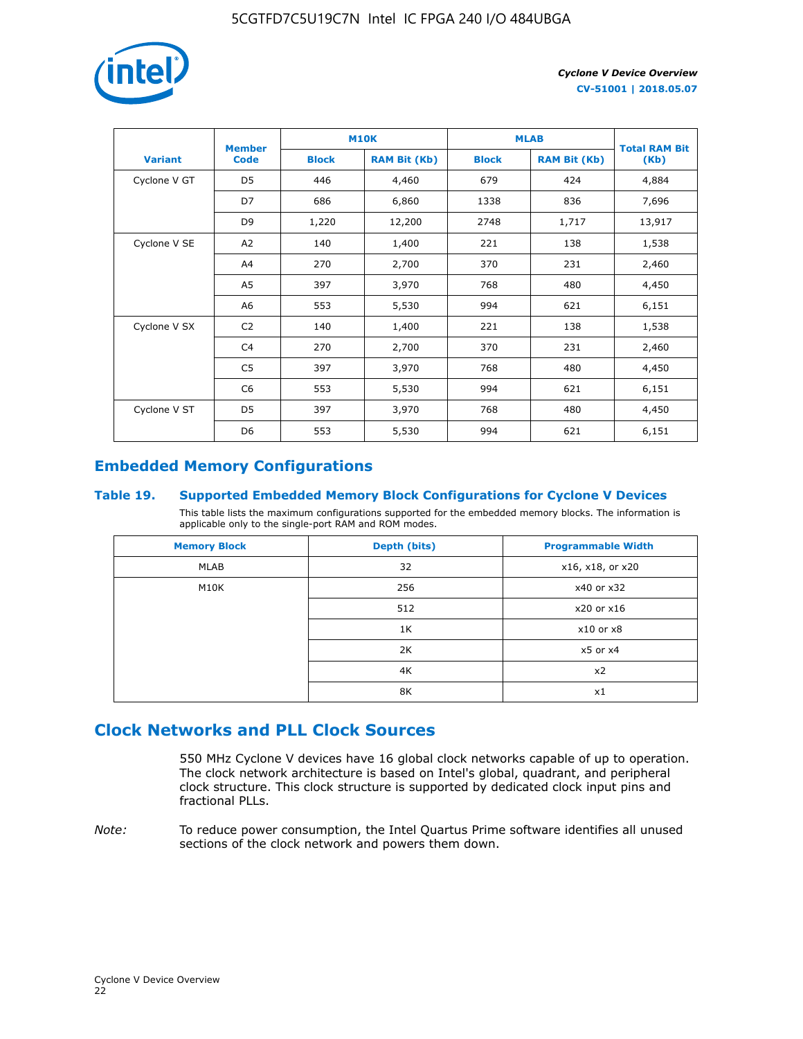| Variant | Member Code | M10K | | MLAB | | Total RAM Bit (Kb) |
|---|---|---|---|---|---|---|
| | | Block | RAM Bit (Kb) | Block | RAM Bit (Kb) | |
| Cyclone V GT | D5 | 446 | 4,460 | 679 | 424 | 4,884 |
| | D7 | 686 | 6,860 | 1338 | 836 | 7,696 |
| | D9 | 1,220 | 12,200 | 2748 | 1,717 | 13,917 |
| Cyclone V SE | A2 | 140 | 1,400 | 221 | 138 | 1,538 |
| | A4 | 270 | 2,700 | 370 | 231 | 2,460 |
| | A5 | 397 | 3,970 | 768 | 480 | 4,450 |
| | A6 | 553 | 5,530 | 994 | 621 | 6,151 |
| Cyclone V SX | C2 | 140 | 1,400 | 221 | 138 | 1,538 |
| | C4 | 270 | 2,700 | 370 | 231 | 2,460 |
| | C5 | 397 | 3,970 | 768 | 480 | 4,450 |
| | C6 | 553 | 5,530 | 994 | 621 | 6,151 |
| Cyclone V ST | D5 | 397 | 3,970 | 768 | 480 | 4,450 |
| | D6 | 553 | 5,530 | 994 | 621 | 6,151 |

## Embedded Memory Configurations

### Table 19. Supported Embedded Memory Block Configurations for Cyclone V Devices

This table lists the maximum configurations supported for the embedded memory blocks. The information is applicable only to the single-port RAM and ROM modes.

| Memory Block | Depth (bits) | Programmable Width |
|---|---|---|
| MLAB | 32 | x16, x18, or x20 |
| M10K | 256 | x40 or x32 |
| | 512 | x20 or x16 |
| | 1K | x10 or x8 |
| | 2K | x5 or x4 |
| | 4K | x2 |
| | 8K | x1 |

## Clock Networks and PLL Clock Sources

550 MHz Cyclone V devices have 16 global clock networks capable of up to operation. The clock network architecture is based on Intel's global, quadrant, and peripheral clock structure. This clock structure is supported by dedicated clock input pins and fractional PLLs.

*Note:* To reduce power consumption, the Intel Quartus Prime software identifies all unused sections of the clock network and powers them down.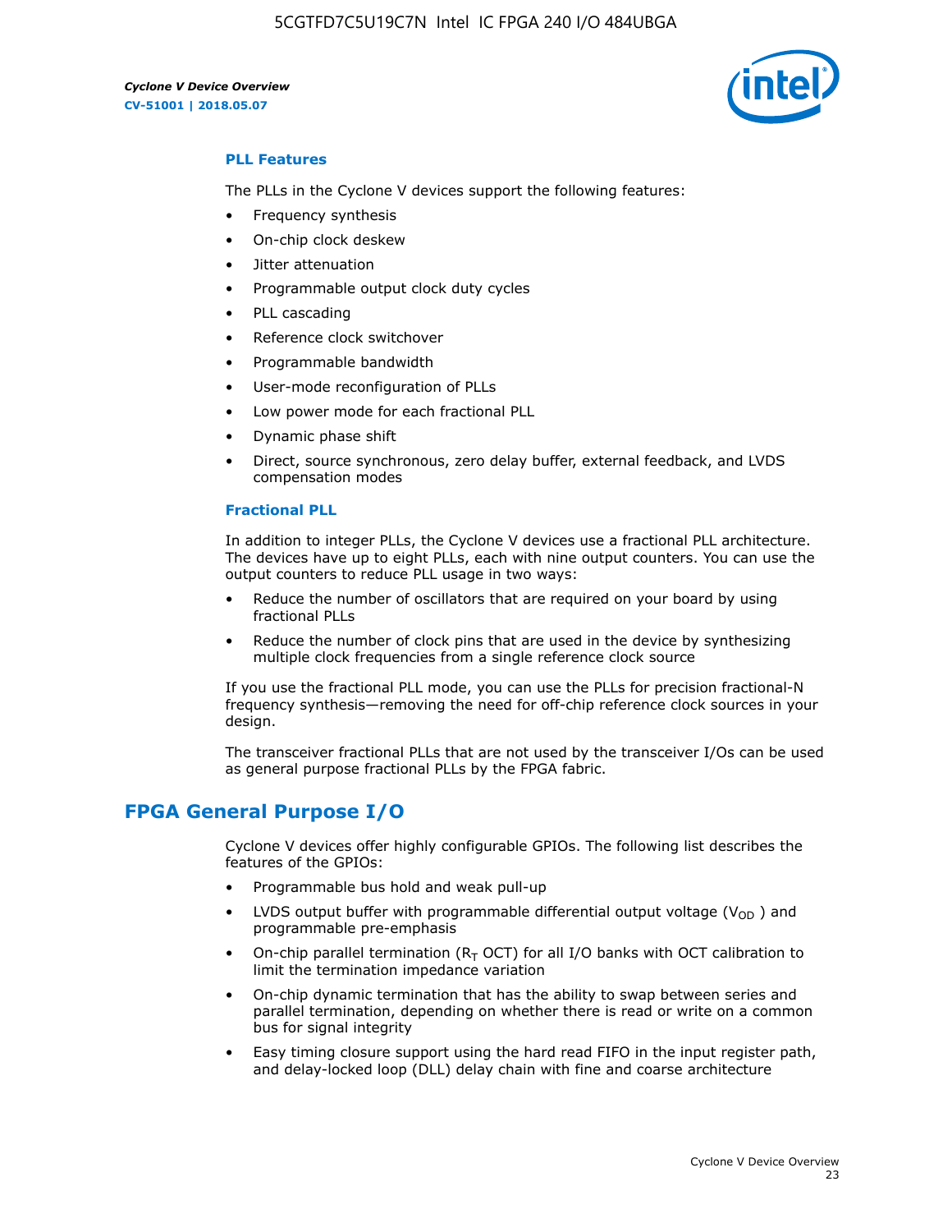### PLL Features

The PLLs in the Cyclone V devices support the following features:

- Frequency synthesis
- On-chip clock deskew
- Jitter attenuation
- Programmable output clock duty cycles
- PLL cascading
- Reference clock switchover
- Programmable bandwidth
- User-mode reconfiguration of PLLs
- Low power mode for each fractional PLL
- Dynamic phase shift
- Direct, source synchronous, zero delay buffer, external feedback, and LVDS compensation modes

### Fractional PLL

In addition to integer PLLs, the Cyclone V devices use a fractional PLL architecture. The devices have up to eight PLLs, each with nine output counters. You can use the output counters to reduce PLL usage in two ways:

- Reduce the number of oscillators that are required on your board by using fractional PLLs
- Reduce the number of clock pins that are used in the device by synthesizing multiple clock frequencies from a single reference clock source

If you use the fractional PLL mode, you can use the PLLs for precision fractional-N frequency synthesis—removing the need for off-chip reference clock sources in your design.

The transceiver fractional PLLs that are not used by the transceiver I/Os can be used as general purpose fractional PLLs by the FPGA fabric.

## FPGA General Purpose I/O

Cyclone V devices offer highly configurable GPIOs. The following list describes the features of the GPIOs:

- Programmable bus hold and weak pull-up
- LVDS output buffer with programmable differential output voltage ($V_{OD}$) and programmable pre-emphasis
- On-chip parallel termination ($R_T$ OCT) for all I/O banks with OCT calibration to limit the termination impedance variation
- On-chip dynamic termination that has the ability to swap between series and parallel termination, depending on whether there is read or write on a common bus for signal integrity
- Easy timing closure support using the hard read FIFO in the input register path, and delay-locked loop (DLL) delay chain with fine and coarse architecture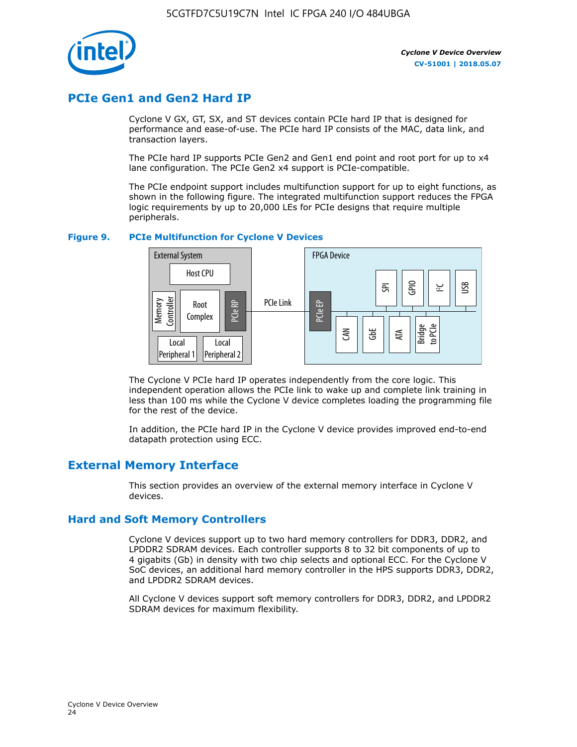## PCIe Gen1 and Gen2 Hard IP

Cyclone V GX, GT, SX, and ST devices contain PCIe hard IP that is designed for performance and ease-of-use. The PCIe hard IP consists of the MAC, data link, and transaction layers.

The PCIe hard IP supports PCIe Gen2 and Gen1 end point and root port for up to x4 lane configuration. The PCIe Gen2 x4 support is PCIe-compatible.

The PCIe endpoint support includes multifunction support for up to eight functions, as shown in the following figure. The integrated multifunction support reduces the FPGA logic requirements by up to 20,000 LEs for PCIe designs that require multiple peripherals.

**Figure 9. PCIe Multifunction for Cyclone V Devices**

External System
Host CPU
Memory Controller
Root Complex
PCIe RP
Local Peripheral 1
Local Peripheral 2
PCIe Link
FPGA Device
PCIe EP
SPI
GPIO
I²C
USB
CAN
GbE
ATA
Bridge to PCIe

The Cyclone V PCIe hard IP operates independently from the core logic. This independent operation allows the PCIe link to wake up and complete link training in less than 100 ms while the Cyclone V device completes loading the programming file for the rest of the device.

In addition, the PCIe hard IP in the Cyclone V device provides improved end-to-end datapath protection using ECC.

## External Memory Interface

This section provides an overview of the external memory interface in Cyclone V devices.

### Hard and Soft Memory Controllers

Cyclone V devices support up to two hard memory controllers for DDR3, DDR2, and LPDDR2 SDRAM devices. Each controller supports 8 to 32 bit components of up to 4 gigabits (Gb) in density with two chip selects and optional ECC. For the Cyclone V SoC devices, an additional hard memory controller in the HPS supports DDR3, DDR2, and LPDDR2 SDRAM devices.

All Cyclone V devices support soft memory controllers for DDR3, DDR2, and LPDDR2 SDRAM devices for maximum flexibility.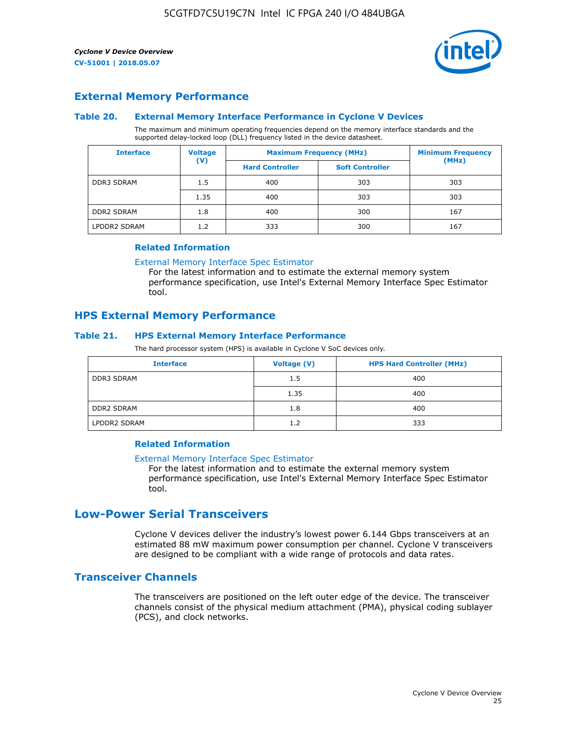## External Memory Performance

### Table 20. External Memory Interface Performance in Cyclone V Devices

The maximum and minimum operating frequencies depend on the memory interface standards and the supported delay-locked loop (DLL) frequency listed in the device datasheet.

| Interface | Voltage (V) | Maximum Frequency (MHz) | | Minimum Frequency (MHz) |
|---|---|---|---|---|
| | | Hard Controller | Soft Controller | |
| DDR3 SDRAM | 1.5 | 400 | 303 | 303 |
| | 1.35 | 400 | 303 | 303 |
| DDR2 SDRAM | 1.8 | 400 | 300 | 167 |
| LPDDR2 SDRAM | 1.2 | 333 | 300 | 167 |

#### Related Information

External Memory Interface Spec Estimator
For the latest information and to estimate the external memory system performance specification, use Intel's External Memory Interface Spec Estimator tool.

## HPS External Memory Performance

### Table 21. HPS External Memory Interface Performance

The hard processor system (HPS) is available in Cyclone V SoC devices only.

| Interface | Voltage (V) | HPS Hard Controller (MHz) |
|---|---|---|
| DDR3 SDRAM | 1.5 | 400 |
| | 1.35 | 400 |
| DDR2 SDRAM | 1.8 | 400 |
| LPDDR2 SDRAM | 1.2 | 333 |

#### Related Information

External Memory Interface Spec Estimator
For the latest information and to estimate the external memory system performance specification, use Intel's External Memory Interface Spec Estimator tool.

# Low-Power Serial Transceivers

Cyclone V devices deliver the industry's lowest power 6.144 Gbps transceivers at an estimated 88 mW maximum power consumption per channel. Cyclone V transceivers are designed to be compliant with a wide range of protocols and data rates.

## Transceiver Channels

The transceivers are positioned on the left outer edge of the device. The transceiver channels consist of the physical medium attachment (PMA), physical coding sublayer (PCS), and clock networks.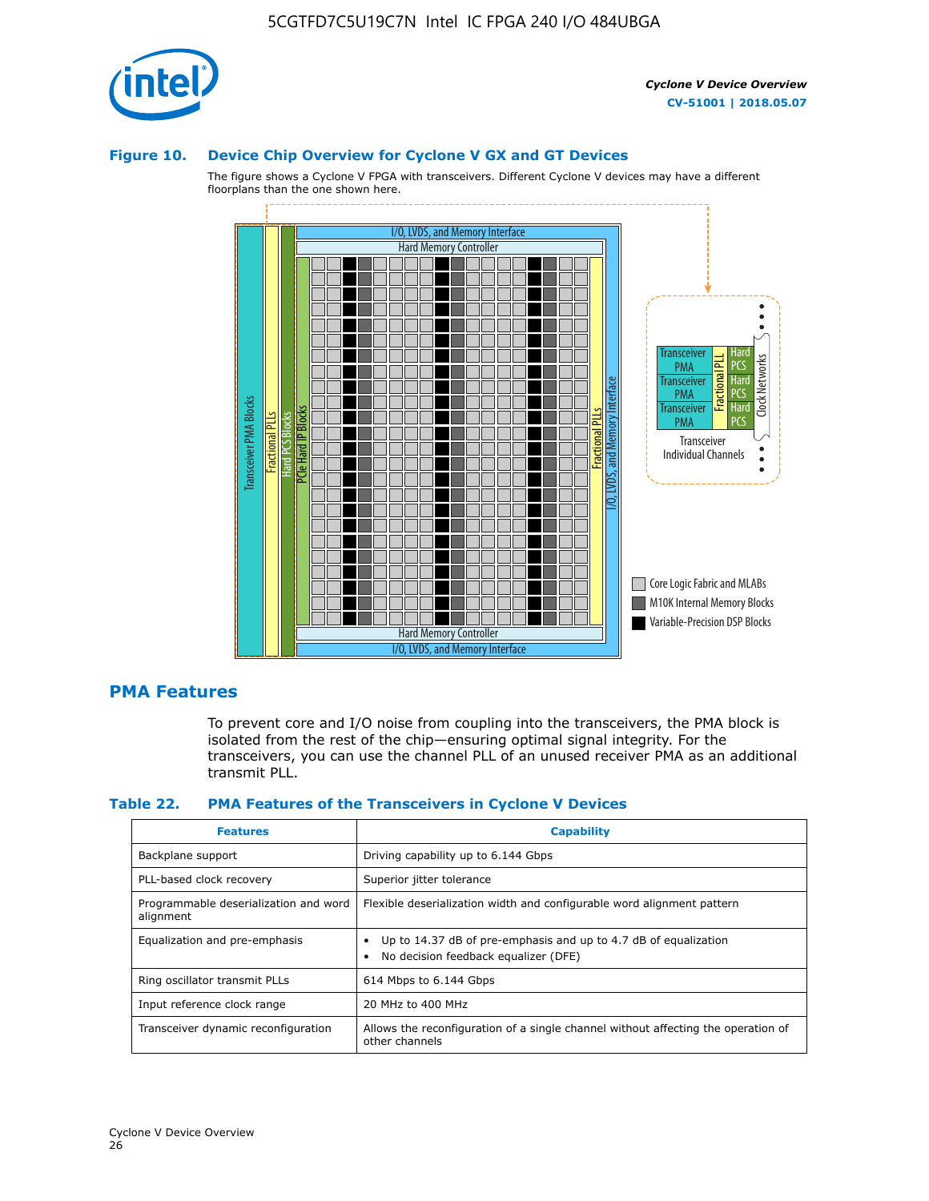### Figure 10. Device Chip Overview for Cyclone V GX and GT Devices

The figure shows a Cyclone V FPGA with transceivers. Different Cyclone V devices may have a different floorplans than the one shown here.

I/O, LVDS, and Memory Interface
Hard Memory Controller
Transceiver PMA Blocks
Fractional PLLs
Hard PCS Blocks
PCIe Hard IP Blocks
Fractional PLLs
I/O, LVDS, and Memory Interface
Hard Memory Controller
I/O, LVDS, and Memory Interface

Transceiver PMA
Transceiver PMA
Transceiver PMA
Fractional PLL
Hard PCS
Hard PCS
Hard PCS
Clock Networks
Transceiver Individual Channels

Core Logic Fabric and MLABs
M10K Internal Memory Blocks
Variable-Precision DSP Blocks

## PMA Features

To prevent core and I/O noise from coupling into the transceivers, the PMA block is isolated from the rest of the chip—ensuring optimal signal integrity. For the transceivers, you can use the channel PLL of an unused receiver PMA as an additional transmit PLL.

### Table 22. PMA Features of the Transceivers in Cyclone V Devices

| Features | Capability |
|---|---|
| Backplane support | Driving capability up to 6.144 Gbps |
| PLL-based clock recovery | Superior jitter tolerance |
| Programmable deserialization and word alignment | Flexible deserialization width and configurable word alignment pattern |
| Equalization and pre-emphasis | • Up to 14.37 dB of pre-emphasis and up to 4.7 dB of equalization<br>• No decision feedback equalizer (DFE) |
| Ring oscillator transmit PLLs | 614 Mbps to 6.144 Gbps |
| Input reference clock range | 20 MHz to 400 MHz |
| Transceiver dynamic reconfiguration | Allows the reconfiguration of a single channel without affecting the operation of other channels |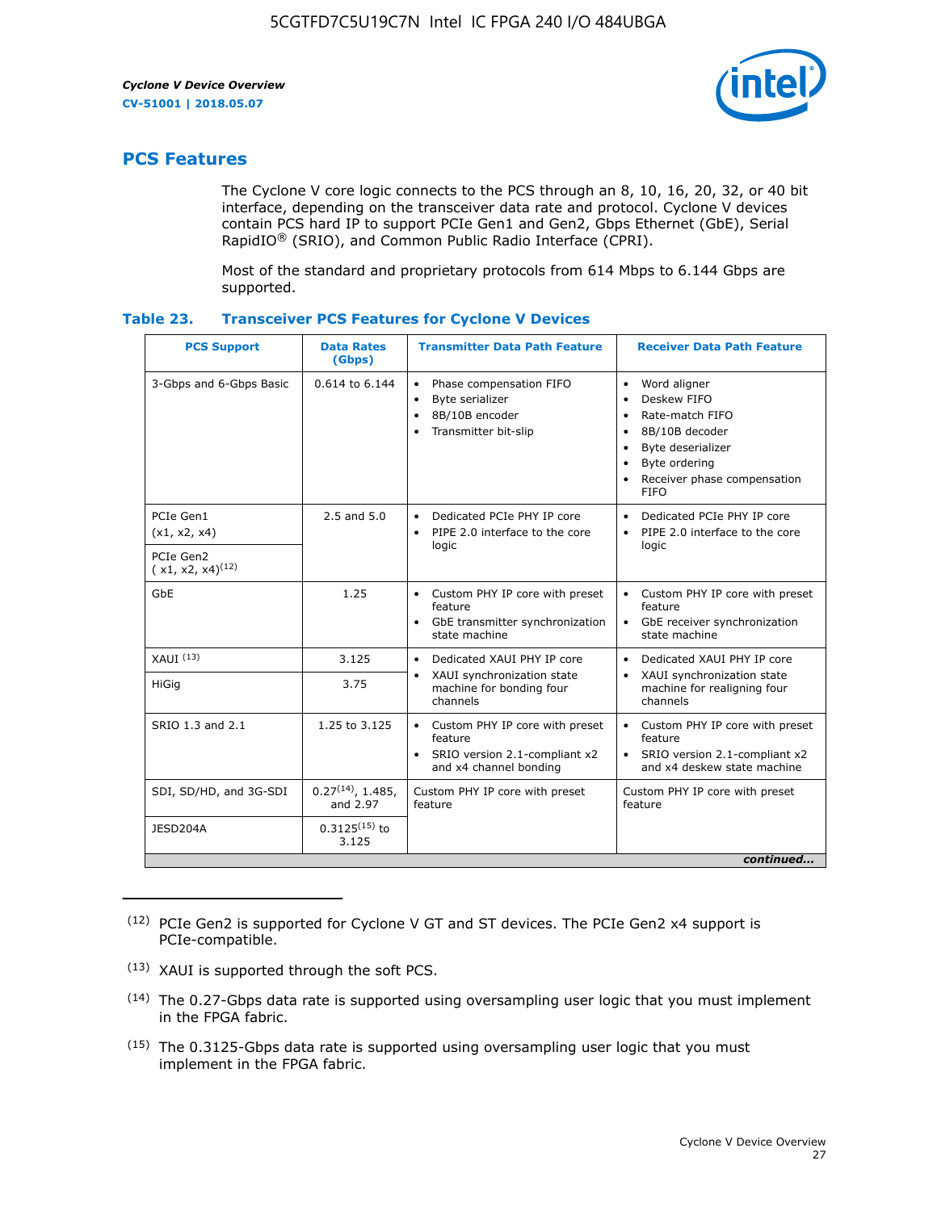## PCS Features

The Cyclone V core logic connects to the PCS through an 8, 10, 16, 20, 32, or 40 bit interface, depending on the transceiver data rate and protocol. Cyclone V devices contain PCS hard IP to support PCIe Gen1 and Gen2, Gbps Ethernet (GbE), Serial RapidIO® (SRIO), and Common Public Radio Interface (CPRI).

Most of the standard and proprietary protocols from 614 Mbps to 6.144 Gbps are supported.

**Table 23. Transceiver PCS Features for Cyclone V Devices**

| PCS Support | Data Rates (Gbps) | Transmitter Data Path Feature | Receiver Data Path Feature |
|---|---|---|---|
| 3-Gbps and 6-Gbps Basic | 0.614 to 6.144 | • Phase compensation FIFO<br>• Byte serializer<br>• 8B/10B encoder<br>• Transmitter bit-slip | • Word aligner<br>• Deskew FIFO<br>• Rate-match FIFO<br>• 8B/10B decoder<br>• Byte deserializer<br>• Byte ordering<br>• Receiver phase compensation FIFO |
| PCIe Gen1 (x1, x2, x4) | 2.5 and 5.0 | • Dedicated PCIe PHY IP core<br>• PIPE 2.0 interface to the core logic | • Dedicated PCIe PHY IP core<br>• PIPE 2.0 interface to the core logic |
| PCIe Gen2 ( x1, x2, x4)[12] | | | |
| GbE | 1.25 | • Custom PHY IP core with preset feature<br>• GbE transmitter synchronization state machine | • Custom PHY IP core with preset feature<br>• GbE receiver synchronization state machine |
| XAUI [13] | 3.125 | • Dedicated XAUI PHY IP core<br>• XAUI synchronization state machine for bonding four channels | • Dedicated XAUI PHY IP core<br>• XAUI synchronization state machine for realigning four channels |
| HiGig | 3.75 | | |
| SRIO 1.3 and 2.1 | 1.25 to 3.125 | • Custom PHY IP core with preset feature<br>• SRIO version 2.1-compliant x2 and x4 channel bonding | • Custom PHY IP core with preset feature<br>• SRIO version 2.1-compliant x2 and x4 deskew state machine |
| SDI, SD/HD, and 3G-SDI | 0.27[14], 1.485, and 2.97 | Custom PHY IP core with preset feature | Custom PHY IP core with preset feature |
| JESD204A | 0.3125[15] to 3.125 | | |

*continued...*

(12) PCIe Gen2 is supported for Cyclone V GT and ST devices. The PCIe Gen2 x4 support is PCIe-compatible.

(13) XAUI is supported through the soft PCS.

(14) The 0.27-Gbps data rate is supported using oversampling user logic that you must implement in the FPGA fabric.

(15) The 0.3125-Gbps data rate is supported using oversampling user logic that you must implement in the FPGA fabric.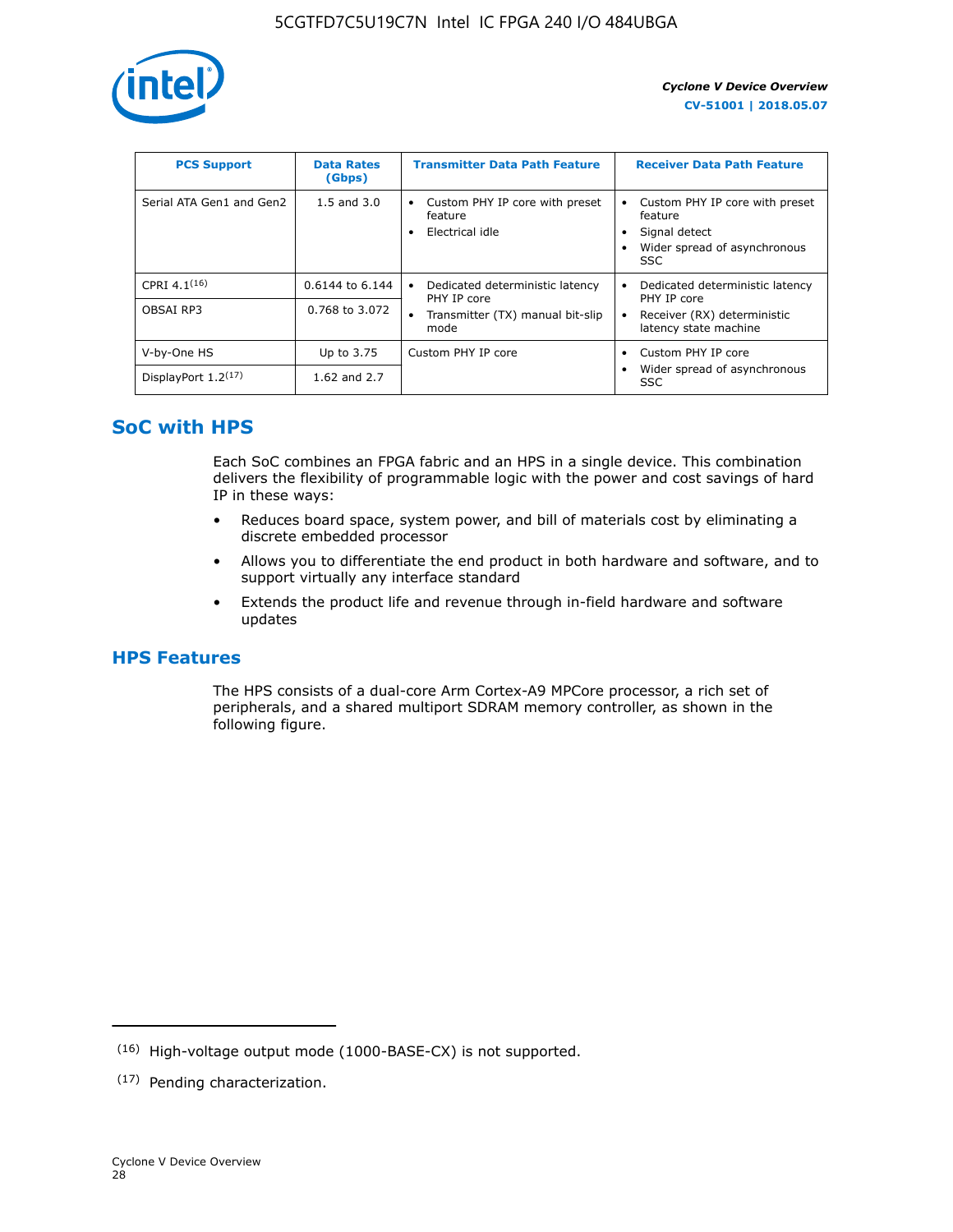| PCS Support | Data Rates (Gbps) | Transmitter Data Path Feature | Receiver Data Path Feature |
|---|---|---|---|
| Serial ATA Gen1 and Gen2 | 1.5 and 3.0 | • Custom PHY IP core with preset feature<br>• Electrical idle | • Custom PHY IP core with preset feature<br>• Signal detect<br>• Wider spread of asynchronous SSC |
| CPRI 4.1[16] | 0.6144 to 6.144 | • Dedicated deterministic latency PHY IP core<br>• Transmitter (TX) manual bit-slip mode | • Dedicated deterministic latency PHY IP core<br>• Receiver (RX) deterministic latency state machine |
| OBSAI RP3 | 0.768 to 3.072 | | |
| V-by-One HS | Up to 3.75 | Custom PHY IP core | • Custom PHY IP core<br>• Wider spread of asynchronous SSC |
| DisplayPort 1.2[17] | 1.62 and 2.7 | | |

## SoC with HPS

Each SoC combines an FPGA fabric and an HPS in a single device. This combination delivers the flexibility of programmable logic with the power and cost savings of hard IP in these ways:

- Reduces board space, system power, and bill of materials cost by eliminating a discrete embedded processor
- Allows you to differentiate the end product in both hardware and software, and to support virtually any interface standard
- Extends the product life and revenue through in-field hardware and software updates

## HPS Features

The HPS consists of a dual-core Arm Cortex-A9 MPCore processor, a rich set of peripherals, and a shared multiport SDRAM memory controller, as shown in the following figure.

---

(16) High-voltage output mode (1000-BASE-CX) is not supported.

(17) Pending characterization.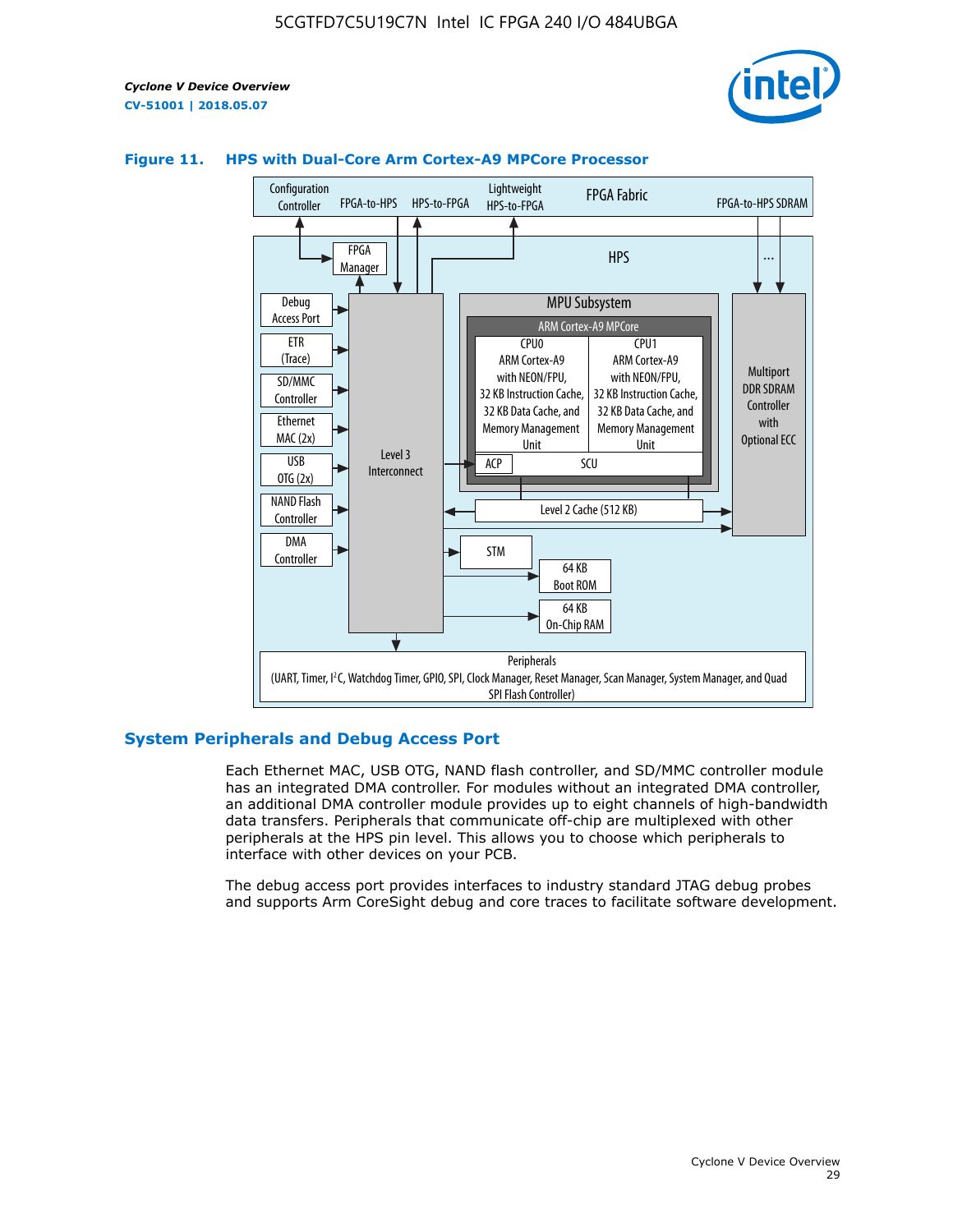**Figure 11. HPS with Dual-Core Arm Cortex-A9 MPCore Processor**

Configuration Controller
FPGA-to-HPS
HPS-to-FPGA
Lightweight HPS-to-FPGA
FPGA Fabric
FPGA-to-HPS SDRAM
FPGA Manager
HPS
...
Debug Access Port
ETR (Trace)
SD/MMC Controller
Ethernet MAC (2x)
USB OTG (2x)
NAND Flash Controller
DMA Controller
Level 3 Interconnect
MPU Subsystem
ARM Cortex-A9 MPCore
CPU0 ARM Cortex-A9 with NEON/FPU, 32 KB Instruction Cache, 32 KB Data Cache, and Memory Management Unit
CPU1 ARM Cortex-A9 with NEON/FPU, 32 KB Instruction Cache, 32 KB Data Cache, and Memory Management Unit
ACP
SCU
Level 2 Cache (512 KB)
Multiport DDR SDRAM Controller with Optional ECC
STM
64 KB Boot ROM
64 KB On-Chip RAM
Peripherals
(UART, Timer, I2C, Watchdog Timer, GPIO, SPI, Clock Manager, Reset Manager, Scan Manager, System Manager, and Quad SPI Flash Controller)

## System Peripherals and Debug Access Port

Each Ethernet MAC, USB OTG, NAND flash controller, and SD/MMC controller module has an integrated DMA controller. For modules without an integrated DMA controller, an additional DMA controller module provides up to eight channels of high-bandwidth data transfers. Peripherals that communicate off-chip are multiplexed with other peripherals at the HPS pin level. This allows you to choose which peripherals to interface with other devices on your PCB.

The debug access port provides interfaces to industry standard JTAG debug probes and supports Arm CoreSight debug and core traces to facilitate software development.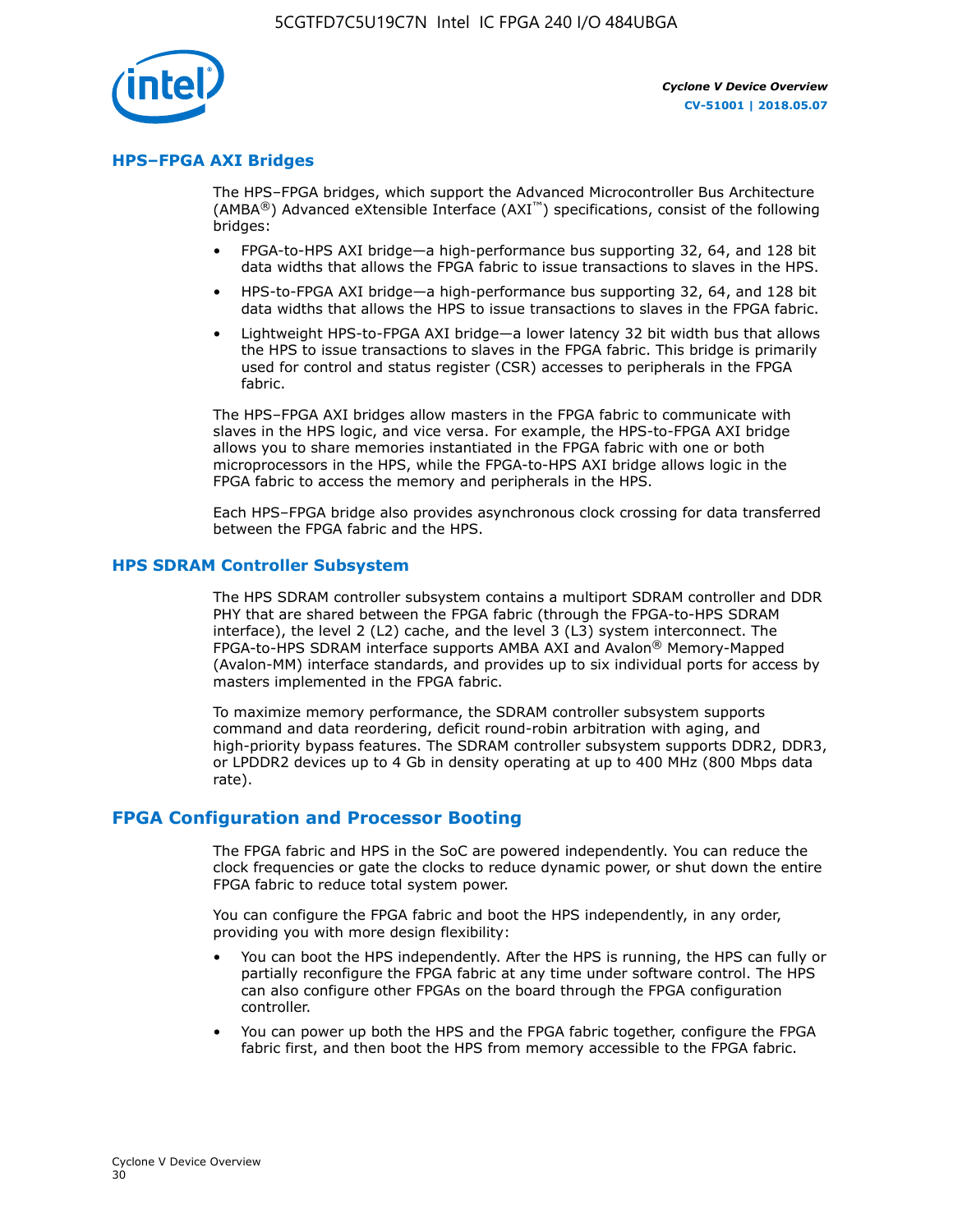## HPS–FPGA AXI Bridges

The HPS–FPGA bridges, which support the Advanced Microcontroller Bus Architecture (AMBA®) Advanced eXtensible Interface (AXI™) specifications, consist of the following bridges:

- FPGA-to-HPS AXI bridge—a high-performance bus supporting 32, 64, and 128 bit data widths that allows the FPGA fabric to issue transactions to slaves in the HPS.
- HPS-to-FPGA AXI bridge—a high-performance bus supporting 32, 64, and 128 bit data widths that allows the HPS to issue transactions to slaves in the FPGA fabric.
- Lightweight HPS-to-FPGA AXI bridge—a lower latency 32 bit width bus that allows the HPS to issue transactions to slaves in the FPGA fabric. This bridge is primarily used for control and status register (CSR) accesses to peripherals in the FPGA fabric.

The HPS–FPGA AXI bridges allow masters in the FPGA fabric to communicate with slaves in the HPS logic, and vice versa. For example, the HPS-to-FPGA AXI bridge allows you to share memories instantiated in the FPGA fabric with one or both microprocessors in the HPS, while the FPGA-to-HPS AXI bridge allows logic in the FPGA fabric to access the memory and peripherals in the HPS.

Each HPS–FPGA bridge also provides asynchronous clock crossing for data transferred between the FPGA fabric and the HPS.

## HPS SDRAM Controller Subsystem

The HPS SDRAM controller subsystem contains a multiport SDRAM controller and DDR PHY that are shared between the FPGA fabric (through the FPGA-to-HPS SDRAM interface), the level 2 (L2) cache, and the level 3 (L3) system interconnect. The FPGA-to-HPS SDRAM interface supports AMBA AXI and Avalon® Memory-Mapped (Avalon-MM) interface standards, and provides up to six individual ports for access by masters implemented in the FPGA fabric.

To maximize memory performance, the SDRAM controller subsystem supports command and data reordering, deficit round-robin arbitration with aging, and high-priority bypass features. The SDRAM controller subsystem supports DDR2, DDR3, or LPDDR2 devices up to 4 Gb in density operating at up to 400 MHz (800 Mbps data rate).

# FPGA Configuration and Processor Booting

The FPGA fabric and HPS in the SoC are powered independently. You can reduce the clock frequencies or gate the clocks to reduce dynamic power, or shut down the entire FPGA fabric to reduce total system power.

You can configure the FPGA fabric and boot the HPS independently, in any order, providing you with more design flexibility:

- You can boot the HPS independently. After the HPS is running, the HPS can fully or partially reconfigure the FPGA fabric at any time under software control. The HPS can also configure other FPGAs on the board through the FPGA configuration controller.
- You can power up both the HPS and the FPGA fabric together, configure the FPGA fabric first, and then boot the HPS from memory accessible to the FPGA fabric.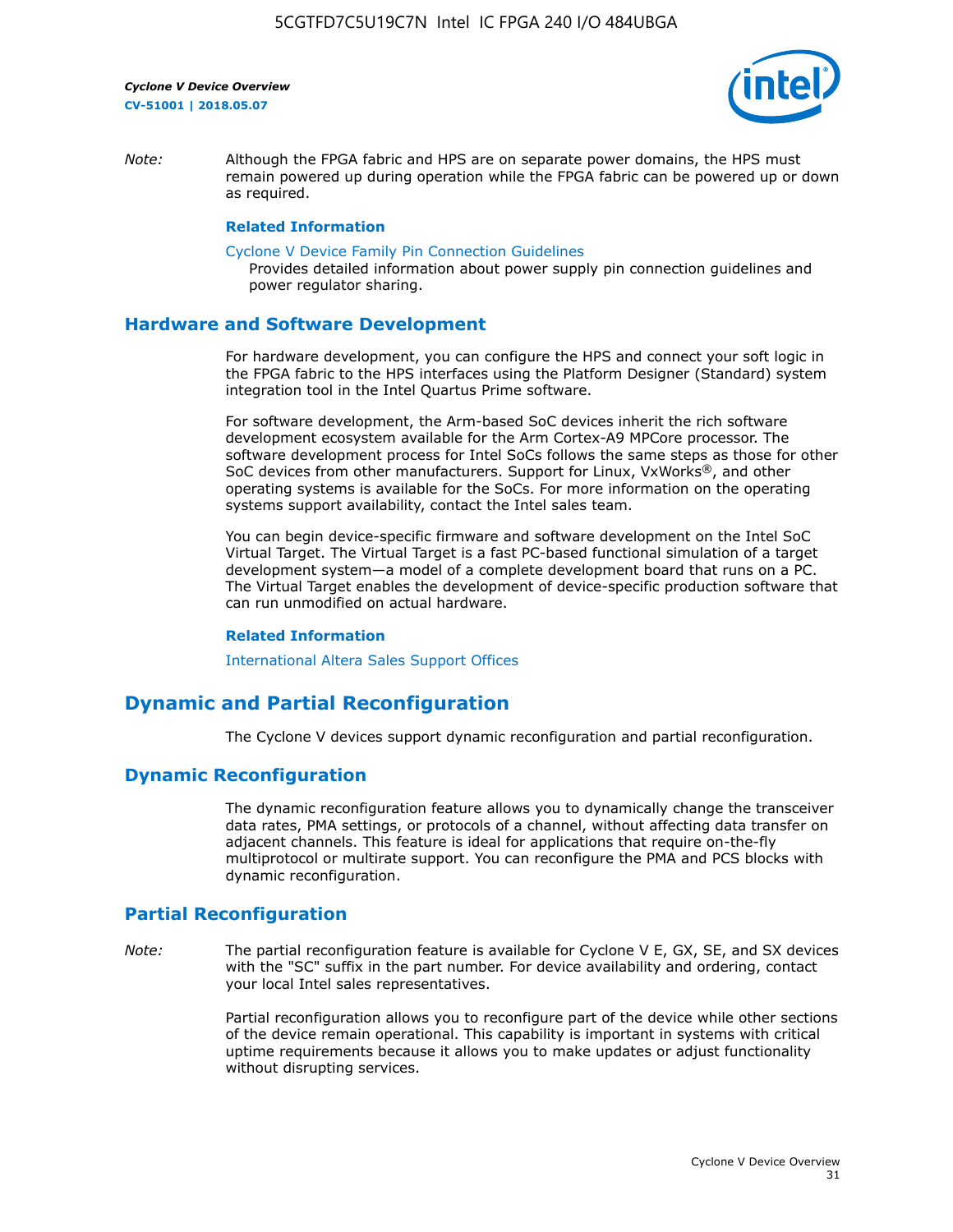*Note:* Although the FPGA fabric and HPS are on separate power domains, the HPS must remain powered up during operation while the FPGA fabric can be powered up or down as required.

**Related Information**

Cyclone V Device Family Pin Connection Guidelines
Provides detailed information about power supply pin connection guidelines and power regulator sharing.

## Hardware and Software Development

For hardware development, you can configure the HPS and connect your soft logic in the FPGA fabric to the HPS interfaces using the Platform Designer (Standard) system integration tool in the Intel Quartus Prime software.

For software development, the Arm-based SoC devices inherit the rich software development ecosystem available for the Arm Cortex-A9 MPCore processor. The software development process for Intel SoCs follows the same steps as those for other SoC devices from other manufacturers. Support for Linux, VxWorks®, and other operating systems is available for the SoCs. For more information on the operating systems support availability, contact the Intel sales team.

You can begin device-specific firmware and software development on the Intel SoC Virtual Target. The Virtual Target is a fast PC-based functional simulation of a target development system—a model of a complete development board that runs on a PC. The Virtual Target enables the development of device-specific production software that can run unmodified on actual hardware.

**Related Information**

International Altera Sales Support Offices

# Dynamic and Partial Reconfiguration

The Cyclone V devices support dynamic reconfiguration and partial reconfiguration.

## Dynamic Reconfiguration

The dynamic reconfiguration feature allows you to dynamically change the transceiver data rates, PMA settings, or protocols of a channel, without affecting data transfer on adjacent channels. This feature is ideal for applications that require on-the-fly multiprotocol or multirate support. You can reconfigure the PMA and PCS blocks with dynamic reconfiguration.

## Partial Reconfiguration

*Note:* The partial reconfiguration feature is available for Cyclone V E, GX, SE, and SX devices with the "SC" suffix in the part number. For device availability and ordering, contact your local Intel sales representatives.

Partial reconfiguration allows you to reconfigure part of the device while other sections of the device remain operational. This capability is important in systems with critical uptime requirements because it allows you to make updates or adjust functionality without disrupting services.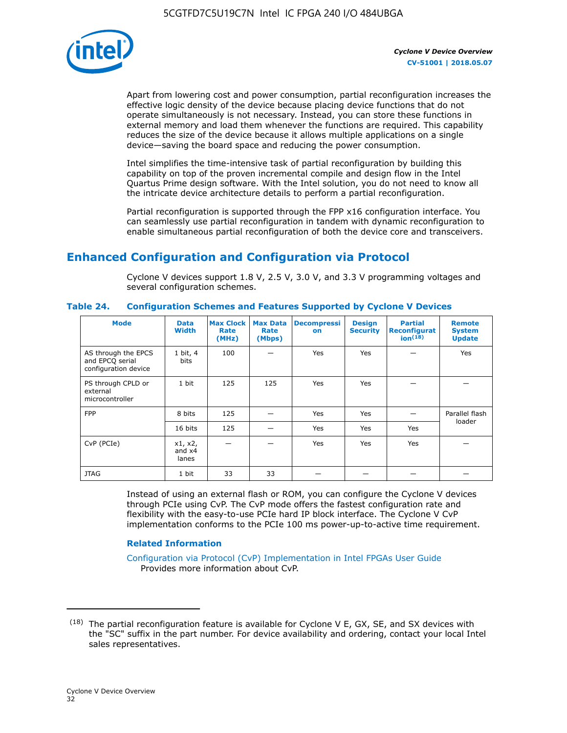Apart from lowering cost and power consumption, partial reconfiguration increases the effective logic density of the device because placing device functions that do not operate simultaneously is not necessary. Instead, you can store these functions in external memory and load them whenever the functions are required. This capability reduces the size of the device because it allows multiple applications on a single device—saving the board space and reducing the power consumption.

Intel simplifies the time-intensive task of partial reconfiguration by building this capability on top of the proven incremental compile and design flow in the Intel Quartus Prime design software. With the Intel solution, you do not need to know all the intricate device architecture details to perform a partial reconfiguration.

Partial reconfiguration is supported through the FPP x16 configuration interface. You can seamlessly use partial reconfiguration in tandem with dynamic reconfiguration to enable simultaneous partial reconfiguration of both the device core and transceivers.

## Enhanced Configuration and Configuration via Protocol

Cyclone V devices support 1.8 V, 2.5 V, 3.0 V, and 3.3 V programming voltages and several configuration schemes.

### Table 24. Configuration Schemes and Features Supported by Cyclone V Devices

| Mode | Data Width | Max Clock Rate (MHz) | Max Data Rate (Mbps) | Decompression | Design Security | Partial Reconfiguration[18] | Remote System Update |
|---|---|---|---|---|---|---|---|
| AS through the EPCS and EPCQ serial configuration device | 1 bit, 4 bits | 100 | — | Yes | Yes | — | Yes |
| PS through CPLD or external microcontroller | 1 bit | 125 | 125 | Yes | Yes | — | — |
| FPP | 8 bits | 125 | — | Yes | Yes | — | Parallel flash loader |
| | 16 bits | 125 | — | Yes | Yes | Yes | |
| CvP (PCIe) | x1, x2, and x4 lanes | — | — | Yes | Yes | Yes | — |
| JTAG | 1 bit | 33 | 33 | — | — | — | — |

Instead of using an external flash or ROM, you can configure the Cyclone V devices through PCIe using CvP. The CvP mode offers the fastest configuration rate and flexibility with the easy-to-use PCIe hard IP block interface. The Cyclone V CvP implementation conforms to the PCIe 100 ms power-up-to-active time requirement.

#### Related Information

Configuration via Protocol (CvP) Implementation in Intel FPGAs User Guide
Provides more information about CvP.

---

(18) The partial reconfiguration feature is available for Cyclone V E, GX, SE, and SX devices with the "SC" suffix in the part number. For device availability and ordering, contact your local Intel sales representatives.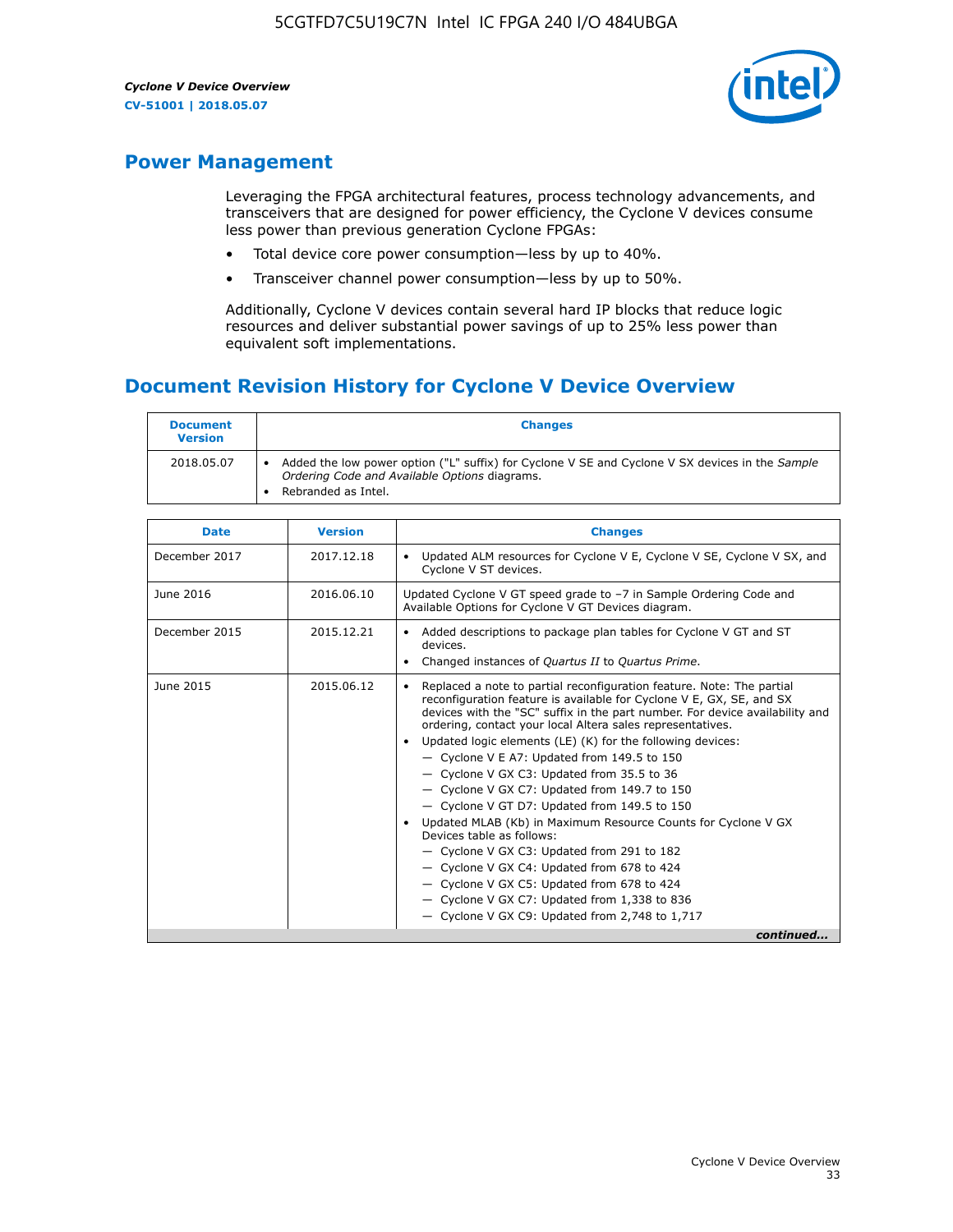## Power Management

Leveraging the FPGA architectural features, process technology advancements, and transceivers that are designed for power efficiency, the Cyclone V devices consume less power than previous generation Cyclone FPGAs:

- Total device core power consumption—less by up to 40%.
- Transceiver channel power consumption—less by up to 50%.

Additionally, Cyclone V devices contain several hard IP blocks that reduce logic resources and deliver substantial power savings of up to 25% less power than equivalent soft implementations.

## Document Revision History for Cyclone V Device Overview

| Document Version | Changes |
|---|---|
| 2018.05.07 | • Added the low power option ("L" suffix) for Cyclone V SE and Cyclone V SX devices in the *Sample Ordering Code and Available Options* diagrams.<br>• Rebranded as Intel. |

| Date | Version | Changes |
|---|---|---|
| December 2017 | 2017.12.18 | • Updated ALM resources for Cyclone V E, Cyclone V SE, Cyclone V SX, and Cyclone V ST devices. |
| June 2016 | 2016.06.10 | Updated Cyclone V GT speed grade to –7 in Sample Ordering Code and Available Options for Cyclone V GT Devices diagram. |
| December 2015 | 2015.12.21 | • Added descriptions to package plan tables for Cyclone V GT and ST devices.<br>• Changed instances of *Quartus II* to *Quartus Prime*. |
| June 2015 | 2015.06.12 | • Replaced a note to partial reconfiguration feature. Note: The partial reconfiguration feature is available for Cyclone V E, GX, SE, and SX devices with the "SC" suffix in the part number. For device availability and ordering, contact your local Altera sales representatives.<br>• Updated logic elements (LE) (K) for the following devices:<br>— Cyclone V E A7: Updated from 149.5 to 150<br>— Cyclone V GX C3: Updated from 35.5 to 36<br>— Cyclone V GX C7: Updated from 149.7 to 150<br>— Cyclone V GT D7: Updated from 149.5 to 150<br>• Updated MLAB (Kb) in Maximum Resource Counts for Cyclone V GX Devices table as follows:<br>— Cyclone V GX C3: Updated from 291 to 182<br>— Cyclone V GX C4: Updated from 678 to 424<br>— Cyclone V GX C5: Updated from 678 to 424<br>— Cyclone V GX C7: Updated from 1,338 to 836<br>— Cyclone V GX C9: Updated from 2,748 to 1,717 |

*continued...*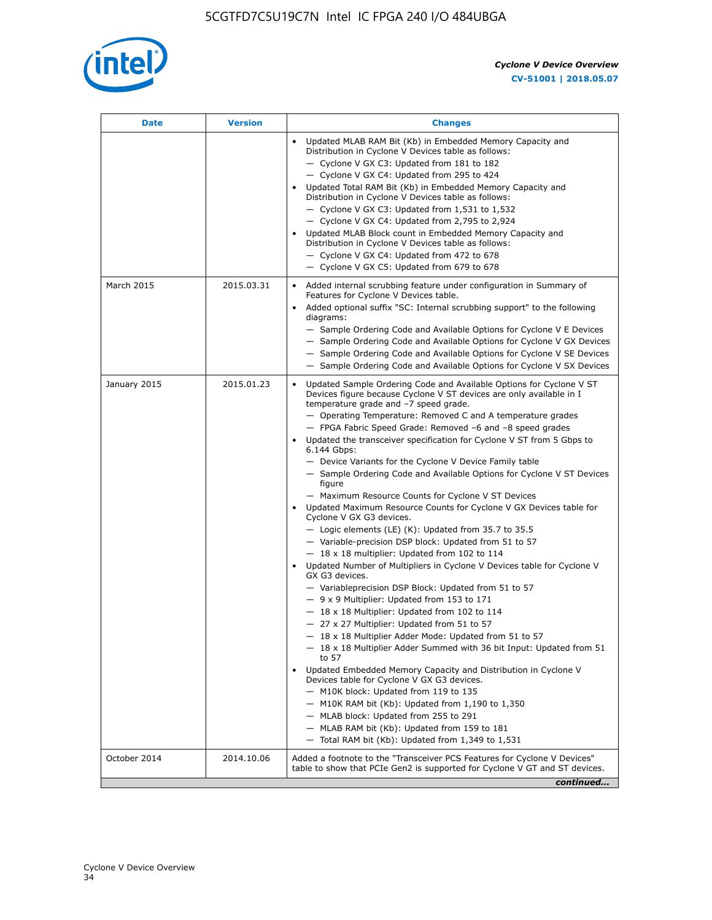| Date | Version | Changes |
| --- | --- | --- |
| | | • Updated MLAB RAM Bit (Kb) in Embedded Memory Capacity and Distribution in Cyclone V Devices table as follows:<br>— Cyclone V GX C3: Updated from 181 to 182<br>— Cyclone V GX C4: Updated from 295 to 424<br>• Updated Total RAM Bit (Kb) in Embedded Memory Capacity and Distribution in Cyclone V Devices table as follows:<br>— Cyclone V GX C3: Updated from 1,531 to 1,532<br>— Cyclone V GX C4: Updated from 2,795 to 2,924<br>• Updated MLAB Block count in Embedded Memory Capacity and Distribution in Cyclone V Devices table as follows:<br>— Cyclone V GX C4: Updated from 472 to 678<br>— Cyclone V GX C5: Updated from 679 to 678 |
| March 2015 | 2015.03.31 | • Added internal scrubbing feature under configuration in Summary of Features for Cyclone V Devices table.<br>• Added optional suffix "SC: Internal scrubbing support" to the following diagrams:<br>— Sample Ordering Code and Available Options for Cyclone V E Devices<br>— Sample Ordering Code and Available Options for Cyclone V GX Devices<br>— Sample Ordering Code and Available Options for Cyclone V SE Devices<br>— Sample Ordering Code and Available Options for Cyclone V SX Devices |
| January 2015 | 2015.01.23 | • Updated Sample Ordering Code and Available Options for Cyclone V ST Devices figure because Cyclone V ST devices are only available in I temperature grade and –7 speed grade.<br>— Operating Temperature: Removed C and A temperature grades<br>— FPGA Fabric Speed Grade: Removed –6 and –8 speed grades<br>• Updated the transceiver specification for Cyclone V ST from 5 Gbps to 6.144 Gbps:<br>— Device Variants for the Cyclone V Device Family table<br>— Sample Ordering Code and Available Options for Cyclone V ST Devices figure<br>— Maximum Resource Counts for Cyclone V ST Devices<br>• Updated Maximum Resource Counts for Cyclone V GX Devices table for Cyclone V GX G3 devices.<br>— Logic elements (LE) (K): Updated from 35.7 to 35.5<br>— Variable-precision DSP block: Updated from 51 to 57<br>— 18 x 18 multiplier: Updated from 102 to 114<br>• Updated Number of Multipliers in Cyclone V Devices table for Cyclone V GX G3 devices.<br>— Variableprecision DSP Block: Updated from 51 to 57<br>— 9 x 9 Multiplier: Updated from 153 to 171<br>— 18 x 18 Multiplier: Updated from 102 to 114<br>— 27 x 27 Multiplier: Updated from 51 to 57<br>— 18 x 18 Multiplier Adder Mode: Updated from 51 to 57<br>— 18 x 18 Multiplier Adder Summed with 36 bit Input: Updated from 51 to 57<br>• Updated Embedded Memory Capacity and Distribution in Cyclone V Devices table for Cyclone V GX G3 devices.<br>— M10K block: Updated from 119 to 135<br>— M10K RAM bit (Kb): Updated from 1,190 to 1,350<br>— MLAB block: Updated from 255 to 291<br>— MLAB RAM bit (Kb): Updated from 159 to 181<br>— Total RAM bit (Kb): Updated from 1,349 to 1,531 |
| October 2014 | 2014.10.06 | Added a footnote to the "Transceiver PCS Features for Cyclone V Devices" table to show that PCIe Gen2 is supported for Cyclone V GT and ST devices. |

*continued...*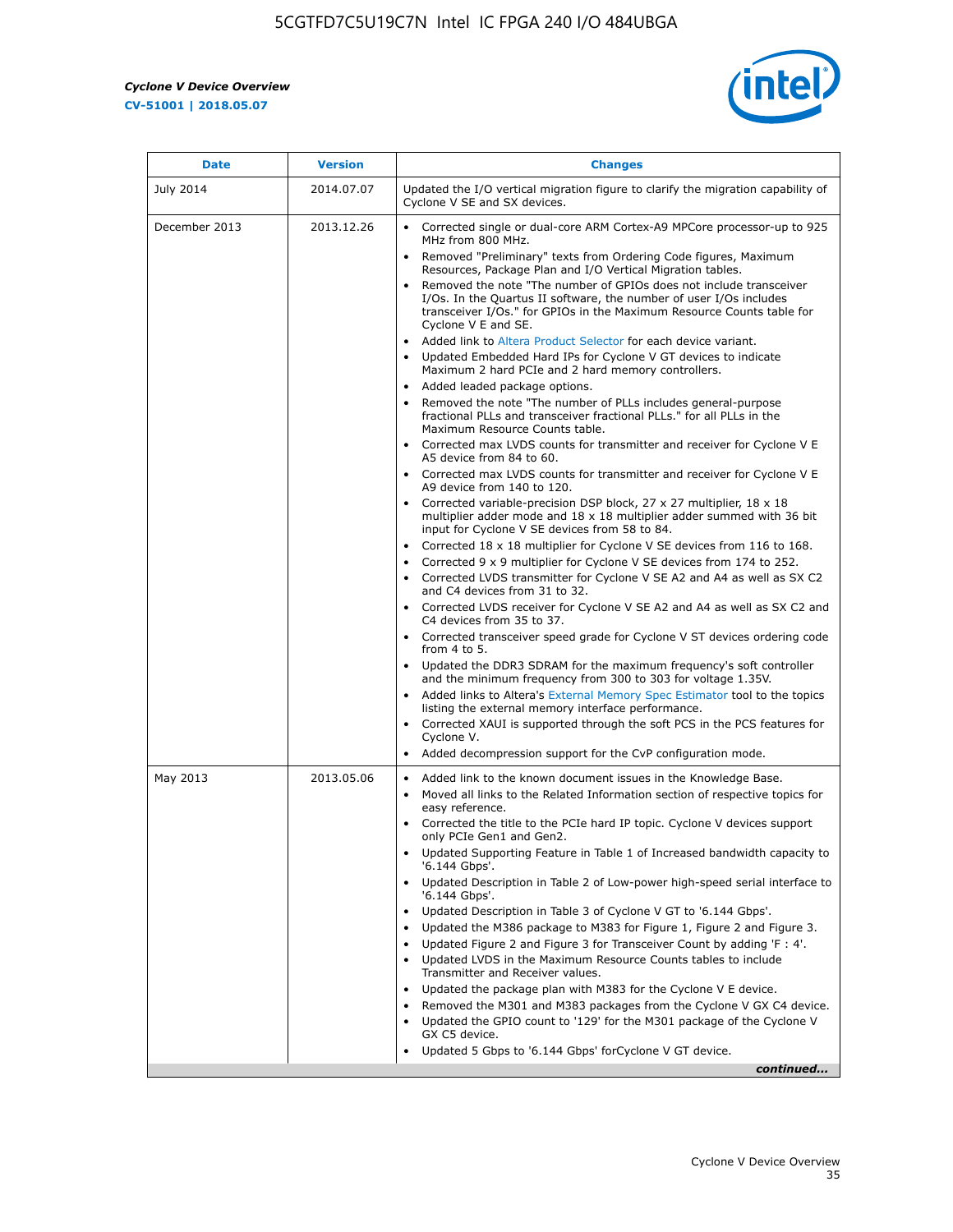| Date | Version | Changes |
|---|---|---|
| July 2014 | 2014.07.07 | Updated the I/O vertical migration figure to clarify the migration capability of Cyclone V SE and SX devices. |
| December 2013 | 2013.12.26 | • Corrected single or dual-core ARM Cortex-A9 MPCore processor-up to 925 MHz from 800 MHz.<br>• Removed "Preliminary" texts from Ordering Code figures, Maximum Resources, Package Plan and I/O Vertical Migration tables.<br>• Removed the note "The number of GPIOs does not include transceiver I/Os. In the Quartus II software, the number of user I/Os includes transceiver I/Os." for GPIOs in the Maximum Resource Counts table for Cyclone V E and SE.<br>• Added link to Altera Product Selector for each device variant.<br>• Updated Embedded Hard IPs for Cyclone V GT devices to indicate Maximum 2 hard PCIe and 2 hard memory controllers.<br>• Added leaded package options.<br>• Removed the note "The number of PLLs includes general-purpose fractional PLLs and transceiver fractional PLLs." for all PLLs in the Maximum Resource Counts table.<br>• Corrected max LVDS counts for transmitter and receiver for Cyclone V E A5 device from 84 to 60.<br>• Corrected max LVDS counts for transmitter and receiver for Cyclone V E A9 device from 140 to 120.<br>• Corrected variable-precision DSP block, 27 x 27 multiplier, 18 x 18 multiplier adder mode and 18 x 18 multiplier adder summed with 36 bit input for Cyclone V SE devices from 58 to 84.<br>• Corrected 18 x 18 multiplier for Cyclone V SE devices from 116 to 168.<br>• Corrected 9 x 9 multiplier for Cyclone V SE devices from 174 to 252.<br>• Corrected LVDS transmitter for Cyclone V SE A2 and A4 as well as SX C2 and C4 devices from 31 to 32.<br>• Corrected LVDS receiver for Cyclone V SE A2 and A4 as well as SX C2 and C4 devices from 35 to 37.<br>• Corrected transceiver speed grade for Cyclone V ST devices ordering code from 4 to 5.<br>• Updated the DDR3 SDRAM for the maximum frequency's soft controller and the minimum frequency from 300 to 303 for voltage 1.35V.<br>• Added links to Altera's External Memory Spec Estimator tool to the topics listing the external memory interface performance.<br>• Corrected XAUI is supported through the soft PCS in the PCS features for Cyclone V.<br>• Added decompression support for the CvP configuration mode. |
| May 2013 | 2013.05.06 | • Added link to the known document issues in the Knowledge Base.<br>• Moved all links to the Related Information section of respective topics for easy reference.<br>• Corrected the title to the PCIe hard IP topic. Cyclone V devices support only PCIe Gen1 and Gen2.<br>• Updated Supporting Feature in Table 1 of Increased bandwidth capacity to '6.144 Gbps'.<br>• Updated Description in Table 2 of Low-power high-speed serial interface to '6.144 Gbps'.<br>• Updated Description in Table 3 of Cyclone V GT to '6.144 Gbps'.<br>• Updated the M386 package to M383 for Figure 1, Figure 2 and Figure 3.<br>• Updated Figure 2 and Figure 3 for Transceiver Count by adding 'F : 4'.<br>• Updated LVDS in the Maximum Resource Counts tables to include Transmitter and Receiver values.<br>• Updated the package plan with M383 for the Cyclone V E device.<br>• Removed the M301 and M383 packages from the Cyclone V GX C4 device.<br>• Updated the GPIO count to '129' for the M301 package of the Cyclone V GX C5 device.<br>• Updated 5 Gbps to '6.144 Gbps' forCyclone V GT device. |

*continued...*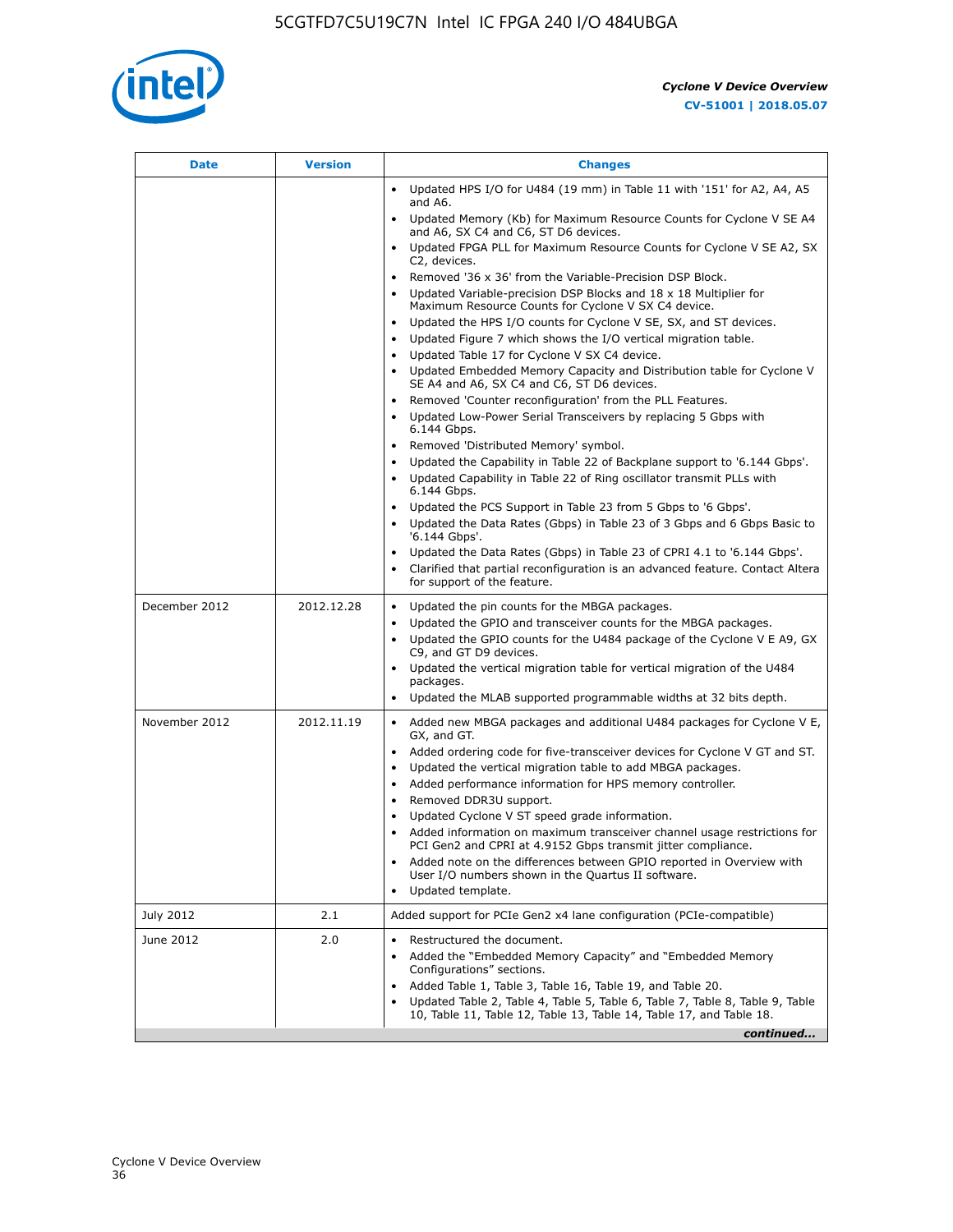| Date | Version | Changes |
| --- | --- | --- |
| | | • Updated HPS I/O for U484 (19 mm) in Table 11 with '151' for A2, A4, A5 and A6. • Updated Memory (Kb) for Maximum Resource Counts for Cyclone V SE A4 and A6, SX C4 and C6, ST D6 devices. • Updated FPGA PLL for Maximum Resource Counts for Cyclone V SE A2, SX C2, devices. • Removed '36 x 36' from the Variable-Precision DSP Block. • Updated Variable-precision DSP Blocks and 18 x 18 Multiplier for Maximum Resource Counts for Cyclone V SX C4 device. • Updated the HPS I/O counts for Cyclone V SE, SX, and ST devices. • Updated Figure 7 which shows the I/O vertical migration table. • Updated Table 17 for Cyclone V SX C4 device. • Updated Embedded Memory Capacity and Distribution table for Cyclone V SE A4 and A6, SX C4 and C6, ST D6 devices. • Removed 'Counter reconfiguration' from the PLL Features. • Updated Low-Power Serial Transceivers by replacing 5 Gbps with 6.144 Gbps. • Removed 'Distributed Memory' symbol. • Updated the Capability in Table 22 of Backplane support to '6.144 Gbps'. • Updated Capability in Table 22 of Ring oscillator transmit PLLs with 6.144 Gbps. • Updated the PCS Support in Table 23 from 5 Gbps to '6 Gbps'. • Updated the Data Rates (Gbps) in Table 23 of 3 Gbps and 6 Gbps Basic to '6.144 Gbps'. • Updated the Data Rates (Gbps) in Table 23 of CPRI 4.1 to '6.144 Gbps'. • Clarified that partial reconfiguration is an advanced feature. Contact Altera for support of the feature. |
| December 2012 | 2012.12.28 | • Updated the pin counts for the MBGA packages. • Updated the GPIO and transceiver counts for the MBGA packages. • Updated the GPIO counts for the U484 package of the Cyclone V E A9, GX C9, and GT D9 devices. • Updated the vertical migration table for vertical migration of the U484 packages. • Updated the MLAB supported programmable widths at 32 bits depth. |
| November 2012 | 2012.11.19 | • Added new MBGA packages and additional U484 packages for Cyclone V E, GX, and GT. • Added ordering code for five-transceiver devices for Cyclone V GT and ST. • Updated the vertical migration table to add MBGA packages. • Added performance information for HPS memory controller. • Removed DDR3U support. • Updated Cyclone V ST speed grade information. • Added information on maximum transceiver channel usage restrictions for PCI Gen2 and CPRI at 4.9152 Gbps transmit jitter compliance. • Added note on the differences between GPIO reported in Overview with User I/O numbers shown in the Quartus II software. • Updated template. |
| July 2012 | 2.1 | Added support for PCIe Gen2 x4 lane configuration (PCIe-compatible) |
| June 2012 | 2.0 | • Restructured the document. • Added the "Embedded Memory Capacity" and "Embedded Memory Configurations" sections. • Added Table 1, Table 3, Table 16, Table 19, and Table 20. • Updated Table 2, Table 4, Table 5, Table 6, Table 7, Table 8, Table 9, Table 10, Table 11, Table 12, Table 13, Table 14, Table 17, and Table 18. |

*continued...*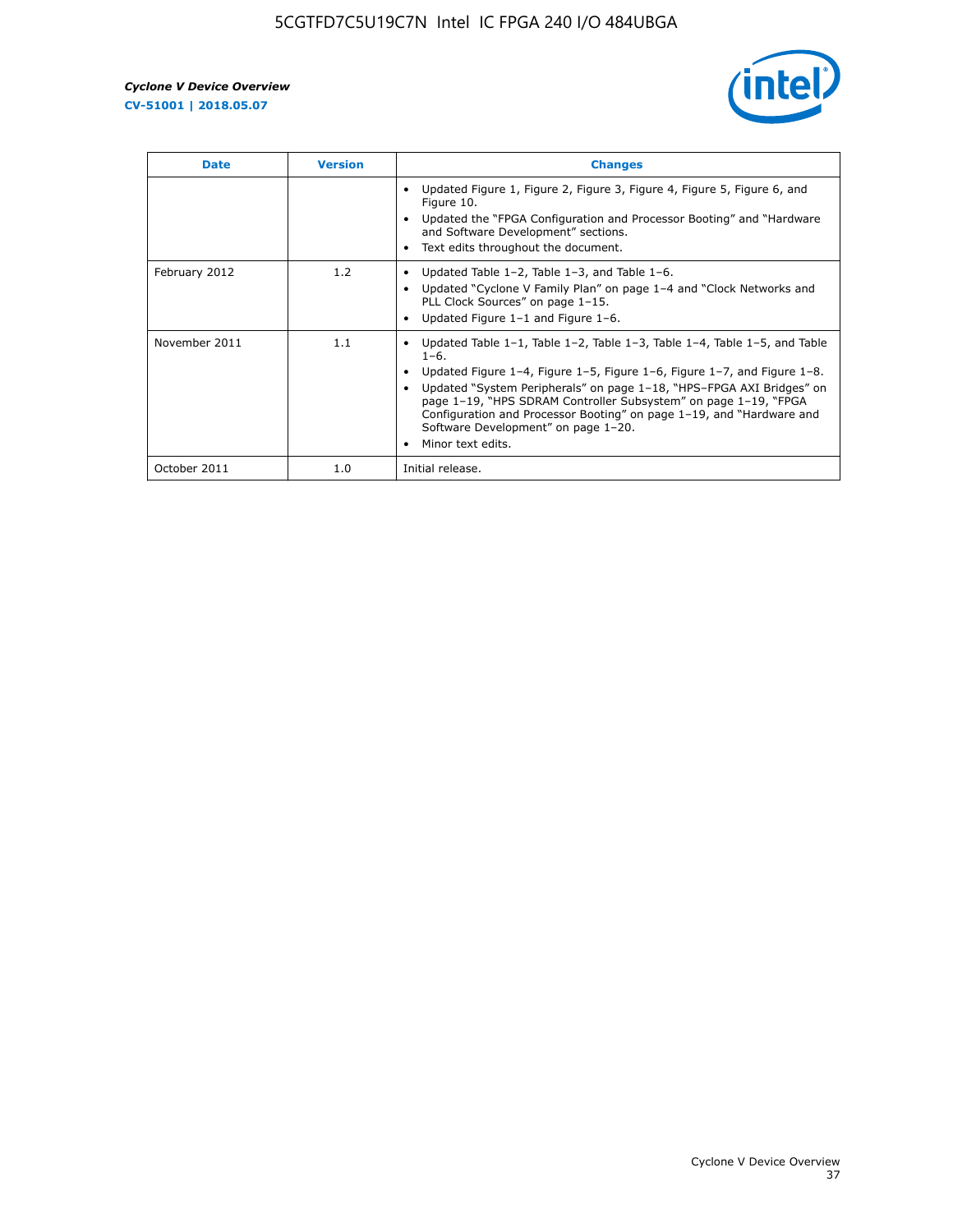| Date | Version | Changes |
| --- | --- | --- |
| | | • Updated Figure 1, Figure 2, Figure 3, Figure 4, Figure 5, Figure 6, and Figure 10.<br>• Updated the "FPGA Configuration and Processor Booting" and "Hardware and Software Development" sections.<br>• Text edits throughout the document. |
| February 2012 | 1.2 | • Updated Table 1–2, Table 1–3, and Table 1–6.<br>• Updated "Cyclone V Family Plan" on page 1–4 and "Clock Networks and PLL Clock Sources" on page 1–15.<br>• Updated Figure 1–1 and Figure 1–6. |
| November 2011 | 1.1 | • Updated Table 1–1, Table 1–2, Table 1–3, Table 1–4, Table 1–5, and Table 1–6.<br>• Updated Figure 1–4, Figure 1–5, Figure 1–6, Figure 1–7, and Figure 1–8.<br>• Updated "System Peripherals" on page 1–18, "HPS–FPGA AXI Bridges" on page 1–19, "HPS SDRAM Controller Subsystem" on page 1–19, "FPGA Configuration and Processor Booting" on page 1–19, and "Hardware and Software Development" on page 1–20.<br>• Minor text edits. |
| October 2011 | 1.0 | Initial release. |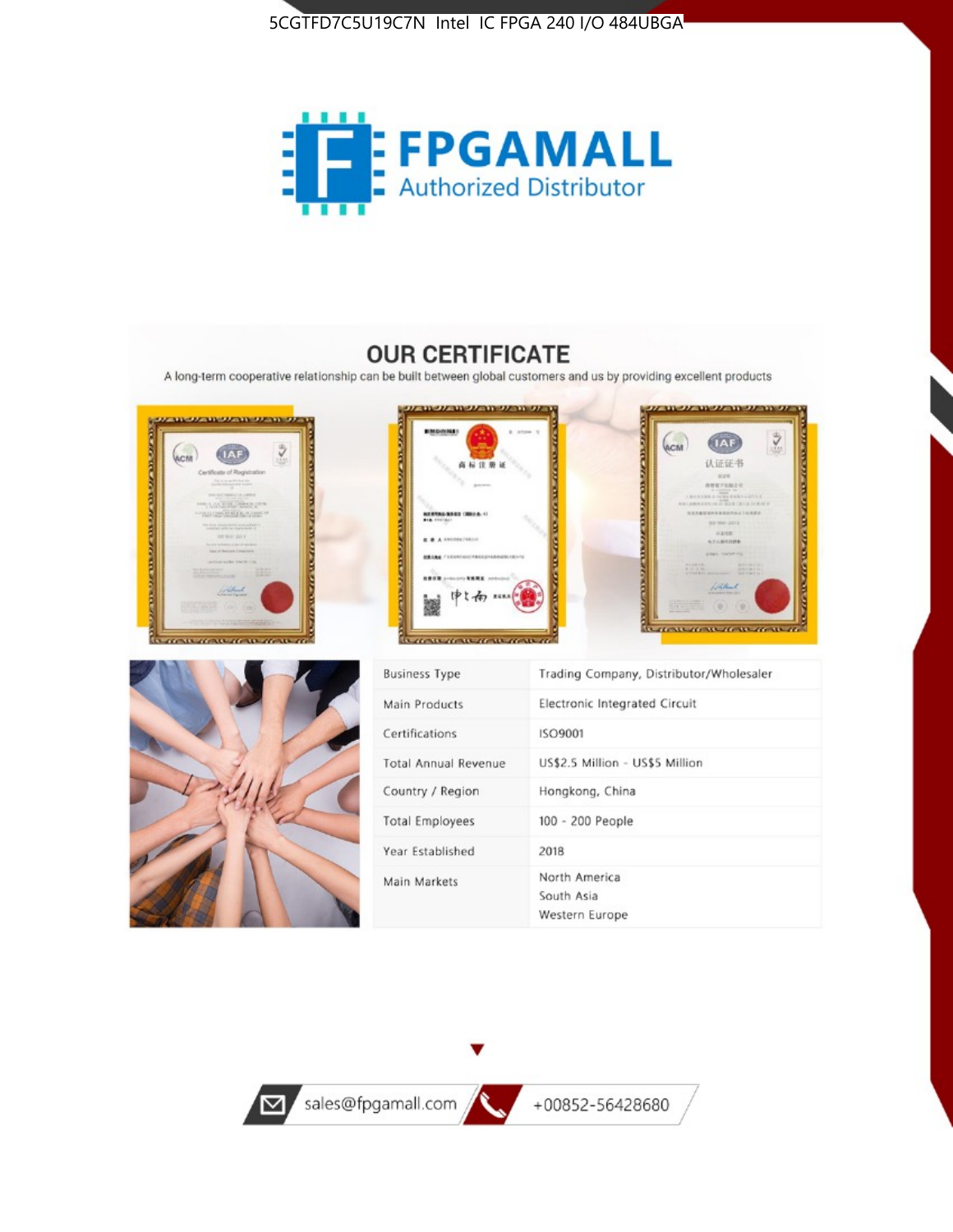FPGAMALL
Authorized Distributor

## OUR CERTIFICATE

A long-term cooperative relationship can be built between global customers and us by providing excellent products

| | |
|---|---|
| Business Type | Trading Company, Distributor/Wholesaler |
| Main Products | Electronic Integrated Circuit |
| Certifications | ISO9001 |
| Total Annual Revenue | US$2.5 Million - US$5 Million |
| Country / Region | Hongkong, China |
| Total Employees | 100 - 200 People |
| Year Established | 2018 |
| Main Markets | North America<br>South Asia<br>Western Europe |

sales@fpgamall.com

+00852-56428680